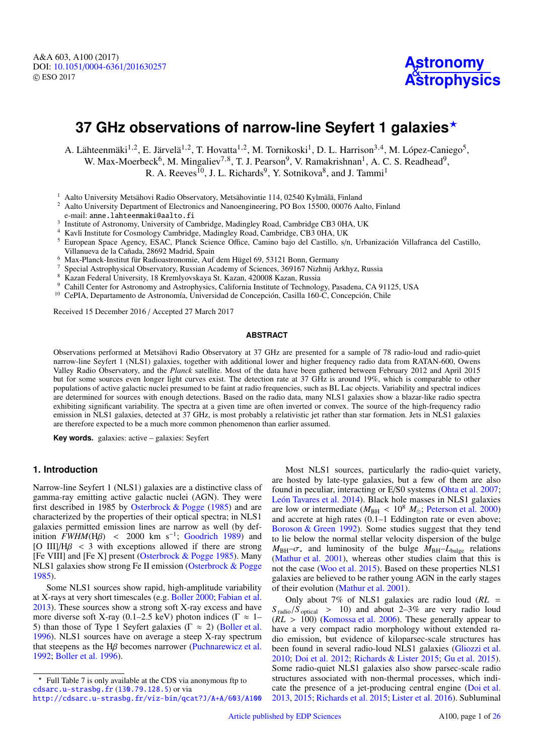# 37 GHz observations of narrow-line Seyfert 1 galaxies*

A. Lähteenmäki[1,2], E. Järvelä[1,2], T. Hovatta[1,2], M. Tornikoski[1], D. L. Harrison[3,4], M. López-Caniego[5], W. Max-Moerbeck[6], M. Mingaliev[7,8], T. J. Pearson[9], V. Ramakrishnan[1], A. C. S. Readhead[9], R. A. Reeves[10], J. L. Richards[9], Y. Sotnikova[8], and J. Tammi[1]

[1] Aalto University Metsähovi Radio Observatory, Metsähovintie 114, 02540 Kylmälä, Finland
[2] Aalto University Department of Electronics and Nanoengineering, PO Box 15500, 00076 Aalto, Finland
e-mail: anne.lahteenmaki@aalto.fi
[3] Institute of Astronomy, University of Cambridge, Madingley Road, Cambridge CB3 0HA, UK
[4] Kavli Institute for Cosmology Cambridge, Madingley Road, Cambridge, CB3 0HA, UK
[5] European Space Agency, ESAC, Planck Science Office, Camino bajo del Castillo, s/n, Urbanización Villafranca del Castillo, Villanueva de la Cañada, 28692 Madrid, Spain
[6] Max-Planck-Institut für Radioastronomie, Auf dem Hügel 69, 53121 Bonn, Germany
[7] Special Astrophysical Observatory, Russian Academy of Sciences, 369167 Nizhnij Arkhyz, Russia
[8] Kazan Federal University, 18 Kremlyovskaya St. Kazan, 420008 Kazan, Russia
[9] Cahill Center for Astronomy and Astrophysics, California Institute of Technology, Pasadena, CA 91125, USA
[10] CePIA, Departamento de Astronomía, Universidad de Concepción, Casilla 160-C, Concepción, Chile

Received 15 December 2016 / Accepted 27 March 2017

## ABSTRACT

Observations performed at Metsähovi Radio Observatory at 37 GHz are presented for a sample of 78 radio-loud and radio-quiet narrow-line Seyfert 1 (NLS1) galaxies, together with additional lower and higher frequency radio data from RATAN-600, Owens Valley Radio Observatory, and the *Planck* satellite. Most of the data have been gathered between February 2012 and April 2015 but for some sources even longer light curves exist. The detection rate at 37 GHz is around 19%, which is comparable to other populations of active galactic nuclei presumed to be faint at radio frequencies, such as BL Lac objects. Variability and spectral indices are determined for sources with enough detections. Based on the radio data, many NLS1 galaxies show a blazar-like radio spectra exhibiting significant variability. The spectra at a given time are often inverted or convex. The source of the high-frequency radio emission in NLS1 galaxies, detected at 37 GHz, is most probably a relativistic jet rather than star formation. Jets in NLS1 galaxies are therefore expected to be a much more common phenomenon than earlier assumed.

**Key words.** galaxies: active – galaxies: Seyfert

## 1. Introduction

Narrow-line Seyfert 1 (NLS1) galaxies are a distinctive class of gamma-ray emitting active galactic nuclei (AGN). They were first described in 1985 by Osterbrock & Pogge (1985) and are characterized by the properties of their optical spectra; in NLS1 galaxies permitted emission lines are narrow as well (by definition $FWHM(\mathrm{H}\beta) < 2000$ km s$^{-1}$; Goodrich 1989) and [O III]/H$\beta$ < 3 with exceptions allowed if there are strong [Fe VIII] and [Fe X] present (Osterbrock & Pogge 1985). Many NLS1 galaxies show strong Fe II emission (Osterbrock & Pogge 1985).

Some NLS1 sources show rapid, high-amplitude variability at X-rays at very short timescales (e.g. Boller 2000; Fabian et al. 2013). These sources show a strong soft X-ray excess and have more diverse soft X-ray (0.1–2.5 keV) photon indices ($\Gamma \approx$ 1–5) than those of Type 1 Seyfert galaxies ($\Gamma \approx 2$) (Boller et al. 1996). NLS1 sources have on average a steep X-ray spectrum that steepens as the H$\beta$ becomes narrower (Puchnarewicz et al. 1992; Boller et al. 1996).

Most NLS1 sources, particularly the radio-quiet variety, are hosted by late-type galaxies, but a few of them are also found in peculiar, interacting or E/S0 systems (Ohta et al. 2007; León Tavares et al. 2014). Black hole masses in NLS1 galaxies are low or intermediate ($M_{\mathrm{BH}} < 10^8\ M_{\odot}$; Peterson et al. 2000) and accrete at high rates (0.1–1 Eddington rate or even above; Boroson & Green 1992). Some studies suggest that they tend to lie below the normal stellar velocity dispersion of the bulge $M_{\mathrm{BH}}$–$\sigma_*$ and luminosity of the bulge $M_{\mathrm{BH}}$–$L_{\mathrm{bulge}}$ relations (Mathur et al. 2001), whereas other studies claim that this is not the case (Woo et al. 2015). Based on these properties NLS1 galaxies are believed to be rather young AGN in the early stages of their evolution (Mathur et al. 2001).

Only about 7% of NLS1 galaxies are radio loud ($RL = S_{\mathrm{radio}}/S_{\mathrm{optical}} > 10$) and about 2–3% are very radio loud ($RL > 100$) (Komossa et al. 2006). These generally appear to have a very compact radio morphology without extended radio emission, but evidence of kiloparsec-scale structures has been found in several radio-loud NLS1 galaxies (Gliozzi et al. 2010; Doi et al. 2012; Richards & Lister 2015; Gu et al. 2015). Some radio-quiet NLS1 galaxies also show parsec-scale radio structures associated with non-thermal processes, which indicate the presence of a jet-producing central engine (Doi et al. 2013, 2015; Richards et al. 2015; Lister et al. 2016). Subluminal

* Full Table 7 is only available at the CDS via anonymous ftp to cdsarc.u-strasbg.fr (130.79.128.5) or via http://cdsarc.u-strasbg.fr/viz-bin/qcat?J/A+A/603/A100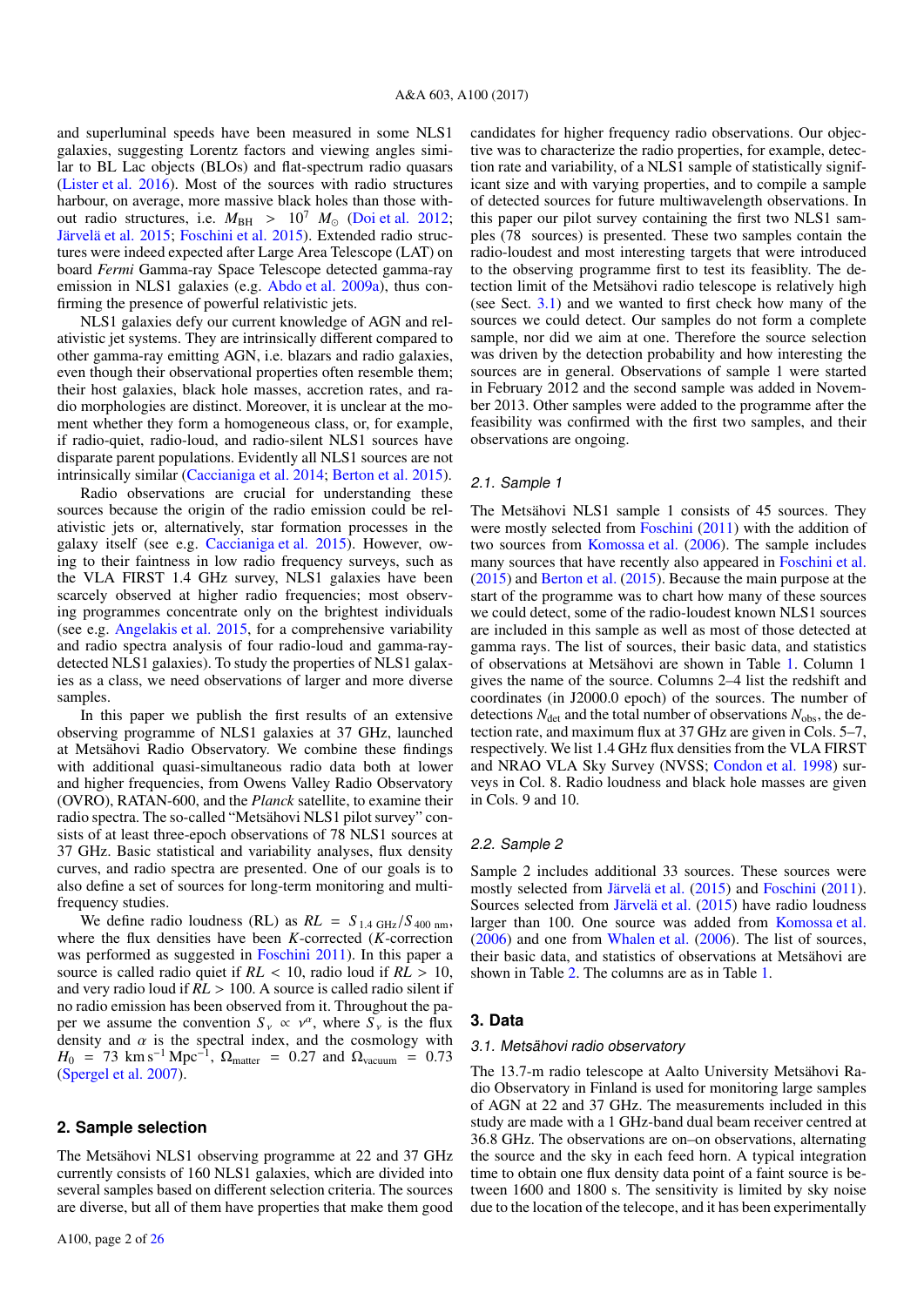and superluminal speeds have been measured in some NLS1 galaxies, suggesting Lorentz factors and viewing angles similar to BL Lac objects (BLOs) and flat-spectrum radio quasars (Lister et al. 2016). Most of the sources with radio structures harbour, on average, more massive black holes than those without radio structures, i.e. $M_{\rm BH} > 10^7 M_\odot$ (Doi et al. 2012; Järvelä et al. 2015; Foschini et al. 2015). Extended radio structures were indeed expected after Large Area Telescope (LAT) on board *Fermi* Gamma-ray Space Telescope detected gamma-ray emission in NLS1 galaxies (e.g. Abdo et al. 2009a), thus confirming the presence of powerful relativistic jets.

NLS1 galaxies defy our current knowledge of AGN and relativistic jet systems. They are intrinsically different compared to other gamma-ray emitting AGN, i.e. blazars and radio galaxies, even though their observational properties often resemble them; their host galaxies, black hole masses, accretion rates, and radio morphologies are distinct. Moreover, it is unclear at the moment whether they form a homogeneous class, or, for example, if radio-quiet, radio-loud, and radio-silent NLS1 sources have disparate parent populations. Evidently all NLS1 sources are not intrinsically similar (Caccianiga et al. 2014; Berton et al. 2015).

Radio observations are crucial for understanding these sources because the origin of the radio emission could be relativistic jets or, alternatively, star formation processes in the galaxy itself (see e.g. Caccianiga et al. 2015). However, owing to their faintness in low radio frequency surveys, such as the VLA FIRST 1.4 GHz survey, NLS1 galaxies have been scarcely observed at higher radio frequencies; most observing programmes concentrate only on the brightest individuals (see e.g. Angelakis et al. 2015, for a comprehensive variability and radio spectra analysis of four radio-loud and gamma-ray-detected NLS1 galaxies). To study the properties of NLS1 galaxies as a class, we need observations of larger and more diverse samples.

In this paper we publish the first results of an extensive observing programme of NLS1 galaxies at 37 GHz, launched at Metsähovi Radio Observatory. We combine these findings with additional quasi-simultaneous radio data both at lower and higher frequencies, from Owens Valley Radio Observatory (OVRO), RATAN-600, and the *Planck* satellite, to examine their radio spectra. The so-called "Metsähovi NLS1 pilot survey" consists of at least three-epoch observations of 78 NLS1 sources at 37 GHz. Basic statistical and variability analyses, flux density curves, and radio spectra are presented. One of our goals is to also define a set of sources for long-term monitoring and multi-frequency studies.

We define radio loudness (RL) as $RL = S_{1.4\,\rm GHz}/S_{400\,\rm nm}$, where the flux densities have been $K$-corrected ($K$-correction was performed as suggested in Foschini 2011). In this paper a source is called radio quiet if $RL < 10$, radio loud if $RL > 10$, and very radio loud if $RL > 100$. A source is called radio silent if no radio emission has been observed from it. Throughout the paper we assume the convention $S_\nu \propto \nu^\alpha$, where $S_\nu$ is the flux density and $\alpha$ is the spectral index, and the cosmology with $H_0 = 73$ km s$^{-1}$ Mpc$^{-1}$, $\Omega_{\rm matter} = 0.27$ and $\Omega_{\rm vacuum} = 0.73$ (Spergel et al. 2007).

## 2. Sample selection

The Metsähovi NLS1 observing programme at 22 and 37 GHz currently consists of 160 NLS1 galaxies, which are divided into several samples based on different selection criteria. The sources are diverse, but all of them have properties that make them good candidates for higher frequency radio observations. Our objective was to characterize the radio properties, for example, detection rate and variability, of a NLS1 sample of statistically significant size and with varying properties, and to compile a sample of detected sources for future multiwavelength observations. In this paper our pilot survey containing the first two NLS1 samples (78 sources) is presented. These two samples contain the radio-loudest and most interesting targets that were introduced to the observing programme first to test its feasiblity. The detection limit of the Metsähovi radio telescope is relatively high (see Sect. 3.1) and we wanted to first check how many of the sources we could detect. Our samples do not form a complete sample, nor did we aim at one. Therefore the source selection was driven by the detection probability and how interesting the sources are in general. Observations of sample 1 were started in February 2012 and the second sample was added in November 2013. Other samples were added to the programme after the feasibility was confirmed with the first two samples, and their observations are ongoing.

### 2.1. Sample 1

The Metsähovi NLS1 sample 1 consists of 45 sources. They were mostly selected from Foschini (2011) with the addition of two sources from Komossa et al. (2006). The sample includes many sources that have recently also appeared in Foschini et al. (2015) and Berton et al. (2015). Because the main purpose at the start of the programme was to chart how many of these sources we could detect, some of the radio-loudest known NLS1 sources are included in this sample as well as most of those detected at gamma rays. The list of sources, their basic data, and statistics of observations at Metsähovi are shown in Table 1. Column 1 gives the name of the source. Columns 2–4 list the redshift and coordinates (in J2000.0 epoch) of the sources. The number of detections $N_{\rm det}$ and the total number of observations $N_{\rm obs}$, the detection rate, and maximum flux at 37 GHz are given in Cols. 5–7, respectively. We list 1.4 GHz flux densities from the VLA FIRST and NRAO VLA Sky Survey (NVSS; Condon et al. 1998) surveys in Col. 8. Radio loudness and black hole masses are given in Cols. 9 and 10.

### 2.2. Sample 2

Sample 2 includes additional 33 sources. These sources were mostly selected from Järvelä et al. (2015) and Foschini (2011). Sources selected from Järvelä et al. (2015) have radio loudness larger than 100. One source was added from Komossa et al. (2006) and one from Whalen et al. (2006). The list of sources, their basic data, and statistics of observations at Metsähovi are shown in Table 2. The columns are as in Table 1.

## 3. Data

### 3.1. Metsähovi radio observatory

The 13.7-m radio telescope at Aalto University Metsähovi Radio Observatory in Finland is used for monitoring large samples of AGN at 22 and 37 GHz. The measurements included in this study are made with a 1 GHz-band dual beam receiver centred at 36.8 GHz. The observations are on–on observations, alternating the source and the sky in each feed horn. A typical integration time to obtain one flux density data point of a faint source is between 1600 and 1800 s. The sensitivity is limited by sky noise due to the location of the telecope, and it has been experimentally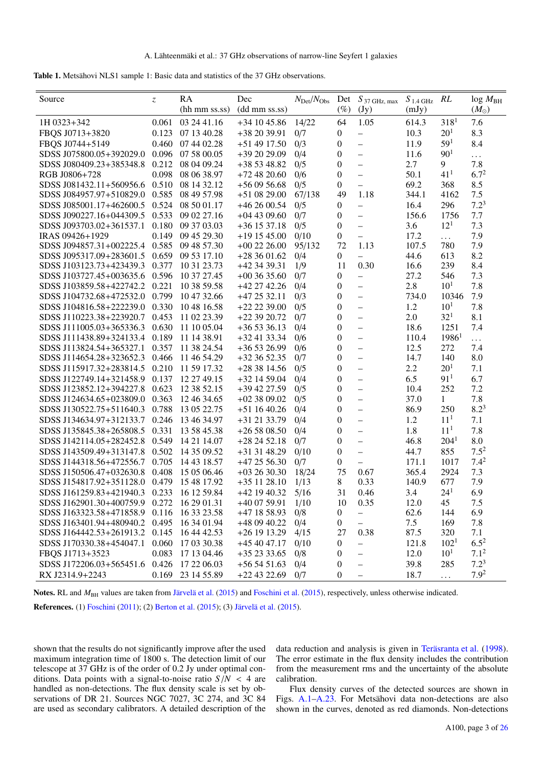**Table 1.** Metsähovi NLS1 sample 1: Basic data and statistics of the 37 GHz observations.

| Source | $z$ | RA (hh mm ss.ss) | Dec (dd mm ss.ss) | $N_{Det}/N_{Obs}$ | Det (%) | $S_{37\,GHz,\,max}$ (Jy) | $S_{1.4\,GHz}$ (mJy) | $RL$ | $\log M_{BH}$ ($M_\odot$) |
|---|---|---|---|---|---|---|---|---|---|
| 1H 0323+342 | 0.061 | 03 24 41.16 | +34 10 45.86 | 14/22 | 64 | 1.05 | 614.3 | 318[1] | 7.6 |
| FBQS J0713+3820 | 0.123 | 07 13 40.28 | +38 20 39.91 | 0/7 | 0 | – | 10.3 | 20[1] | 8.3 |
| FBQS J0744+5149 | 0.460 | 07 44 02.28 | +51 49 17.50 | 0/3 | 0 | – | 11.9 | 59[1] | 8.4 |
| SDSS J075800.05+392029.0 | 0.096 | 07 58 00.05 | +39 20 29.09 | 0/4 | 0 | – | 11.6 | 90[1] | ... |
| SDSS J080409.23+385348.8 | 0.212 | 08 04 09.24 | +38 53 48.82 | 0/5 | 0 | – | 2.7 | 9 | 7.8 |
| RGB J0806+728 | 0.098 | 08 06 38.97 | +72 48 20.60 | 0/6 | 0 | – | 50.1 | 41[1] | 6.7[2] |
| SDSS J081432.11+560956.6 | 0.510 | 08 14 32.12 | +56 09 56.68 | 0/5 | 0 | – | 69.2 | 368 | 8.5 |
| SDSS J084957.97+510829.0 | 0.585 | 08 49 57.98 | +51 08 29.00 | 67/138 | 49 | 1.18 | 344.1 | 4162 | 7.5 |
| SDSS J085001.17+462600.5 | 0.524 | 08 50 01.17 | +46 26 00.54 | 0/5 | 0 | – | 16.4 | 296 | 7.2[3] |
| SDSS J090227.16+044309.5 | 0.533 | 09 02 27.16 | +04 43 09.60 | 0/7 | 0 | – | 156.6 | 1756 | 7.7 |
| SDSS J093703.02+361537.1 | 0.180 | 09 37 03.03 | +36 15 37.18 | 0/5 | 0 | – | 3.6 | 12[1] | 7.3 |
| IRAS 09426+1929 | 0.149 | 09 45 29.30 | +19 15 45.00 | 0/10 | 0 | – | 17.2 | ... | 7.9 |
| SDSS J094857.31+002225.4 | 0.585 | 09 48 57.30 | +00 22 26.00 | 95/132 | 72 | 1.13 | 107.5 | 780 | 7.9 |
| SDSS J095317.09+283601.5 | 0.659 | 09 53 17.10 | +28 36 01.62 | 0/4 | 0 | – | 44.6 | 613 | 8.2 |
| SDSS J103123.73+423439.3 | 0.377 | 10 31 23.73 | +42 34 39.31 | 1/9 | 11 | 0.30 | 16.6 | 239 | 8.4 |
| SDSS J103727.45+003635.6 | 0.596 | 10 37 27.45 | +00 36 35.60 | 0/7 | 0 | – | 27.2 | 546 | 7.3 |
| SDSS J103859.58+422742.2 | 0.221 | 10 38 59.58 | +42 27 42.26 | 0/4 | 0 | – | 2.8 | 10[1] | 7.8 |
| SDSS J104732.68+472532.0 | 0.799 | 10 47 32.66 | +47 25 32.11 | 0/3 | 0 | – | 734.0 | 10346 | 7.9 |
| SDSS J104816.58+222239.0 | 0.330 | 10 48 16.58 | +22 22 39.00 | 0/5 | 0 | – | 1.2 | 10[1] | 7.8 |
| SDSS J110223.38+223920.7 | 0.453 | 11 02 23.39 | +22 39 20.72 | 0/7 | 0 | – | 2.0 | 32[1] | 8.1 |
| SDSS J111005.03+365336.3 | 0.630 | 11 10 05.04 | +36 53 36.13 | 0/4 | 0 | – | 18.6 | 1251 | 7.4 |
| SDSS J111438.89+324133.4 | 0.189 | 11 14 38.91 | +32 41 33.34 | 0/6 | 0 | – | 110.4 | 1986[1] | ... |
| SDSS J113824.54+365327.1 | 0.357 | 11 38 24.54 | +36 53 26.99 | 0/6 | 0 | – | 12.5 | 272 | 7.4 |
| SDSS J114654.28+323652.3 | 0.466 | 11 46 54.29 | +32 36 52.35 | 0/7 | 0 | – | 14.7 | 140 | 8.0 |
| SDSS J115917.32+283814.5 | 0.210 | 11 59 17.32 | +28 38 14.56 | 0/5 | 0 | – | 2.2 | 20[1] | 7.1 |
| SDSS J122749.14+321458.9 | 0.137 | 12 27 49.15 | +32 14 59.04 | 0/4 | 0 | – | 6.5 | 91[1] | 6.7 |
| SDSS J123852.12+394227.8 | 0.623 | 12 38 52.15 | +39 42 27.59 | 0/5 | 0 | – | 10.4 | 252 | 7.2 |
| SDSS J124634.65+023809.0 | 0.363 | 12 46 34.65 | +02 38 09.02 | 0/5 | 0 | – | 37.0 | 1 | 7.8 |
| SDSS J130522.75+511640.3 | 0.788 | 13 05 22.75 | +51 16 40.26 | 0/4 | 0 | – | 86.9 | 250 | 8.2[3] |
| SDSS J134634.97+312133.7 | 0.246 | 13 46 34.97 | +31 21 33.79 | 0/4 | 0 | – | 1.2 | 11[1] | 7.1 |
| SDSS J135845.38+265808.5 | 0.331 | 13 58 45.38 | +26 58 08.50 | 0/4 | 0 | – | 1.8 | 11[1] | 7.8 |
| SDSS J142114.05+282452.8 | 0.549 | 14 21 14.07 | +28 24 52.18 | 0/7 | 0 | – | 46.8 | 204[1] | 8.0 |
| SDSS J143509.49+313147.8 | 0.502 | 14 35 09.52 | +31 31 48.29 | 0/10 | 0 | – | 44.7 | 855 | 7.5[2] |
| SDSS J144318.56+472556.7 | 0.705 | 14 43 18.57 | +47 25 56.30 | 0/7 | 0 | – | 171.1 | 1017 | 7.4[2] |
| SDSS J150506.47+032630.8 | 0.408 | 15 05 06.46 | +03 26 30.30 | 18/24 | 75 | 0.67 | 365.4 | 2924 | 7.3 |
| SDSS J154817.92+351128.0 | 0.479 | 15 48 17.92 | +35 11 28.10 | 1/13 | 8 | 0.33 | 140.9 | 677 | 7.9 |
| SDSS J161259.83+421940.3 | 0.233 | 16 12 59.84 | +42 19 40.32 | 5/16 | 31 | 0.46 | 3.4 | 24[1] | 6.9 |
| SDSS J162901.30+400759.9 | 0.272 | 16 29 01.31 | +40 07 59.91 | 1/10 | 10 | 0.35 | 12.0 | 45 | 7.5 |
| SDSS J163323.58+471858.9 | 0.116 | 16 33 23.58 | +47 18 58.93 | 0/8 | 0 | – | 62.6 | 144 | 6.9 |
| SDSS J163401.94+480940.2 | 0.495 | 16 34 01.94 | +48 09 40.22 | 0/4 | 0 | – | 7.5 | 169 | 7.8 |
| SDSS J164442.53+261913.2 | 0.145 | 16 44 42.53 | +26 19 13.29 | 4/15 | 27 | 0.38 | 87.5 | 320 | 7.1 |
| SDSS J170330.38+454047.1 | 0.060 | 17 03 30.38 | +45 40 47.17 | 0/10 | 0 | – | 121.8 | 102[1] | 6.5[2] |
| FBQS J1713+3523 | 0.083 | 17 13 04.46 | +35 23 33.65 | 0/8 | 0 | – | 12.0 | 10[1] | 7.1[2] |
| SDSS J172206.03+565451.6 | 0.426 | 17 22 06.03 | +56 54 51.63 | 0/4 | 0 | – | 39.8 | 285 | 7.2[3] |
| RX J2314.9+2243 | 0.169 | 23 14 55.89 | +22 43 22.69 | 0/7 | 0 | – | 18.7 | ... | 7.9[2] |

**Notes.** RL and $M_{BH}$ values are taken from Järvelä et al. (2015) and Foschini et al. (2015), respectively, unless otherwise indicated.

**References.** (1) Foschini (2011); (2) Berton et al. (2015); (3) Järvelä et al. (2015).

shown that the results do not significantly improve after the used maximum integration time of 1800 s. The detection limit of our telescope at 37 GHz is of the order of 0.2 Jy under optimal conditions. Data points with a signal-to-noise ratio $S/N < 4$ are handled as non-detections. The flux density scale is set by observations of DR 21. Sources NGC 7027, 3C 274, and 3C 84 are used as secondary calibrators. A detailed description of the data reduction and analysis is given in Teräsranta et al. (1998). The error estimate in the flux density includes the contribution from the measurement rms and the uncertainty of the absolute calibration.

Flux density curves of the detected sources are shown in Figs. A.1–A.23. For Metsähovi data non-detections are also shown in the curves, denoted as red diamonds. Non-detections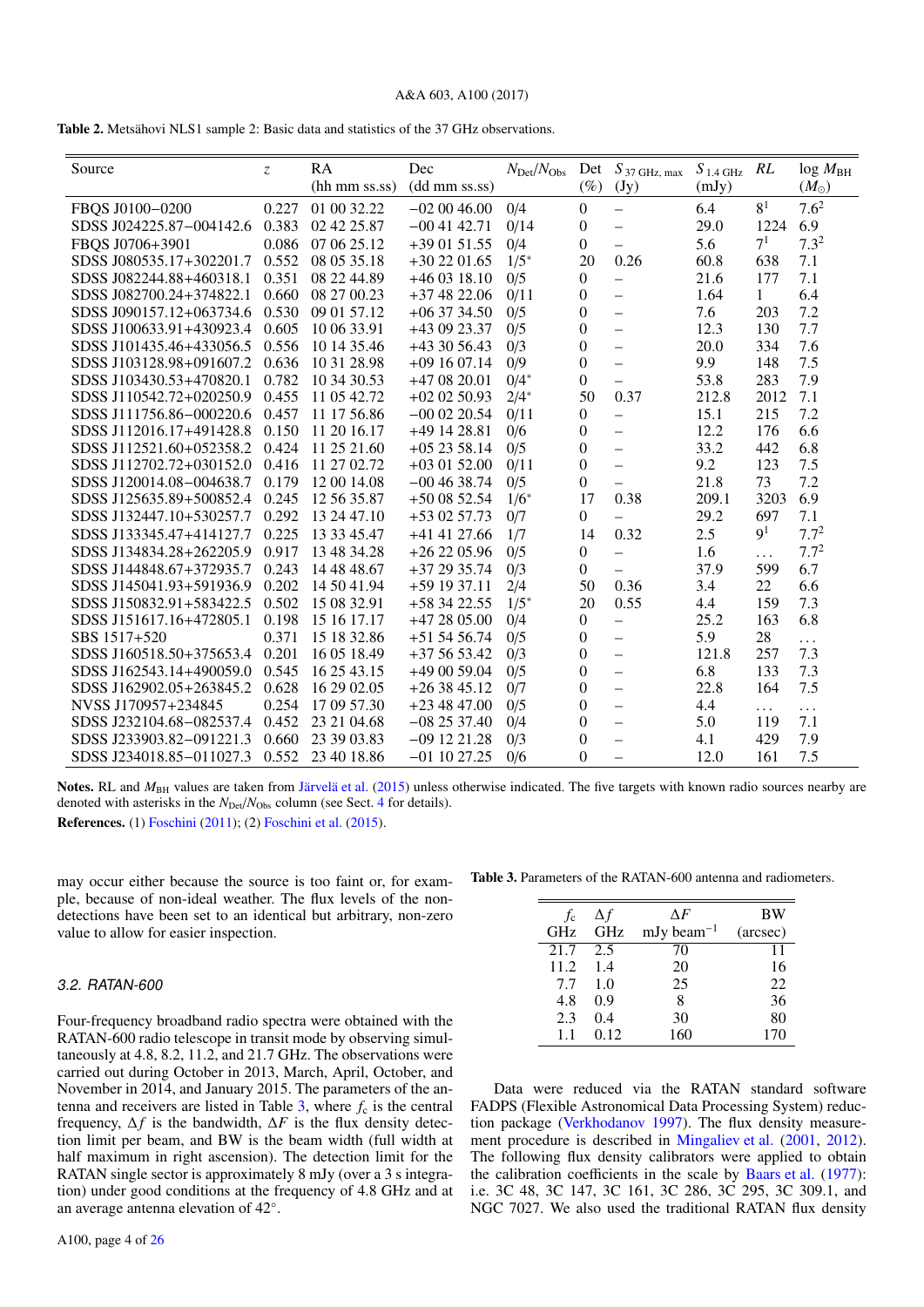**Table 2.** Metsähovi NLS1 sample 2: Basic data and statistics of the 37 GHz observations.

| Source | $z$ | RA (hh mm ss.ss) | Dec (dd mm ss.ss) | $N_{\rm Det}/N_{\rm Obs}$ | Det (%) | $S_{37\,\rm GHz,\,max}$ (Jy) | $S_{1.4\,\rm GHz}$ (mJy) | $RL$ | log $M_{\rm BH}$ ($M_\odot$) |
|---|---|---|---|---|---|---|---|---|---|
| FBQS J0100−0200 | 0.227 | 01 00 32.22 | −02 00 46.00 | 0/4 | 0 | – | 6.4 | 8[1] | 7.6[2] |
| SDSS J024225.87−004142.6 | 0.383 | 02 42 25.87 | −00 41 42.71 | 0/14 | 0 | – | 29.0 | 1224 | 6.9 |
| FBQS J0706+3901 | 0.086 | 07 06 25.12 | +39 01 51.55 | 0/4 | 0 | – | 5.6 | 7[1] | 7.3[2] |
| SDSS J080535.17+302201.7 | 0.552 | 08 05 35.18 | +30 22 01.65 | 1/5* | 20 | 0.26 | 60.8 | 638 | 7.1 |
| SDSS J082244.88+460318.1 | 0.351 | 08 22 44.89 | +46 03 18.10 | 0/5 | 0 | – | 21.6 | 177 | 7.1 |
| SDSS J082700.24+374822.1 | 0.660 | 08 27 00.23 | +37 48 22.06 | 0/11 | 0 | – | 1.64 | 1 | 6.4 |
| SDSS J090157.12+063734.6 | 0.530 | 09 01 57.12 | +06 37 34.50 | 0/5 | 0 | – | 7.6 | 203 | 7.2 |
| SDSS J100633.91+430923.4 | 0.605 | 10 06 33.91 | +43 09 23.37 | 0/5 | 0 | – | 12.3 | 130 | 7.7 |
| SDSS J101435.46+433056.5 | 0.556 | 10 14 35.46 | +43 30 56.43 | 0/3 | 0 | – | 20.0 | 334 | 7.6 |
| SDSS J103128.98+091607.2 | 0.636 | 10 31 28.98 | +09 16 07.14 | 0/9 | 0 | – | 9.9 | 148 | 7.5 |
| SDSS J103430.53+470820.1 | 0.782 | 10 34 30.53 | +47 08 20.01 | 0/4* | 0 | – | 53.8 | 283 | 7.9 |
| SDSS J110542.72+020250.9 | 0.455 | 11 05 42.72 | +02 02 50.93 | 2/4* | 50 | 0.37 | 212.8 | 2012 | 7.1 |
| SDSS J111756.86−000220.6 | 0.457 | 11 17 56.86 | −00 02 20.54 | 0/11 | 0 | – | 15.1 | 215 | 7.2 |
| SDSS J112016.17+491428.8 | 0.150 | 11 20 16.17 | +49 14 28.81 | 0/6 | 0 | – | 12.2 | 176 | 6.6 |
| SDSS J112521.60+052358.2 | 0.424 | 11 25 21.60 | +05 23 58.14 | 0/5 | 0 | – | 33.2 | 442 | 6.8 |
| SDSS J112702.72+030152.0 | 0.416 | 11 27 02.72 | +03 01 52.00 | 0/11 | 0 | – | 9.2 | 123 | 7.5 |
| SDSS J120014.08−004638.7 | 0.179 | 12 00 14.08 | −00 46 38.74 | 0/5 | 0 | – | 21.8 | 73 | 7.2 |
| SDSS J125635.89+500852.4 | 0.245 | 12 56 35.87 | +50 08 52.54 | 1/6* | 17 | 0.38 | 209.1 | 3203 | 6.9 |
| SDSS J132447.10+530257.7 | 0.292 | 13 24 47.10 | +53 02 57.73 | 0/7 | 0 | – | 29.2 | 697 | 7.1 |
| SDSS J133345.47+414127.7 | 0.225 | 13 33 45.47 | +41 41 27.66 | 1/7 | 14 | 0.32 | 2.5 | 9[1] | 7.7[2] |
| SDSS J134834.28+262205.9 | 0.917 | 13 48 34.28 | +26 22 05.96 | 0/5 | 0 | – | 1.6 | ... | 7.7[2] |
| SDSS J144848.67+372935.7 | 0.243 | 14 48 48.67 | +37 29 35.74 | 0/3 | 0 | – | 37.9 | 599 | 6.7 |
| SDSS J145041.93+591936.9 | 0.202 | 14 50 41.94 | +59 19 37.11 | 2/4 | 50 | 0.36 | 3.4 | 22 | 6.6 |
| SDSS J150832.91+583422.5 | 0.502 | 15 08 32.91 | +58 34 22.55 | 1/5* | 20 | 0.55 | 4.4 | 159 | 7.3 |
| SDSS J151617.16+472805.1 | 0.198 | 15 16 17.17 | +47 28 05.00 | 0/4 | 0 | – | 25.2 | 163 | 6.8 |
| SBS 1517+520 | 0.371 | 15 18 32.86 | +51 54 56.74 | 0/5 | 0 | – | 5.9 | 28 | ... |
| SDSS J160518.50+375653.4 | 0.201 | 16 05 18.49 | +37 56 53.42 | 0/3 | 0 | – | 121.8 | 257 | 7.3 |
| SDSS J162543.14+490059.0 | 0.545 | 16 25 43.15 | +49 00 59.04 | 0/5 | 0 | – | 6.8 | 133 | 7.3 |
| SDSS J162902.05+263845.2 | 0.628 | 16 29 02.05 | +26 38 45.12 | 0/7 | 0 | – | 22.8 | 164 | 7.5 |
| NVSS J170957+234845 | 0.254 | 17 09 57.30 | +23 48 47.00 | 0/5 | 0 | – | 4.4 | ... | ... |
| SDSS J232104.68−082537.4 | 0.452 | 23 21 04.68 | −08 25 37.40 | 0/4 | 0 | – | 5.0 | 119 | 7.1 |
| SDSS J233903.82−091221.3 | 0.660 | 23 39 03.83 | −09 12 21.28 | 0/3 | 0 | – | 4.1 | 429 | 7.9 |
| SDSS J234018.85−011027.3 | 0.552 | 23 40 18.86 | −01 10 27.25 | 0/6 | 0 | – | 12.0 | 161 | 7.5 |

**Notes.** RL and $M_{\rm BH}$ values are taken from Järvelä et al. (2015) unless otherwise indicated. The five targets with known radio sources nearby are denoted with asterisks in the $N_{\rm Det}/N_{\rm Obs}$ column (see Sect. 4 for details).

**References.** (1) Foschini (2011); (2) Foschini et al. (2015).

may occur either because the source is too faint or, for example, because of non-ideal weather. The flux levels of the non-detections have been set to an identical but arbitrary, non-zero value to allow for easier inspection.

### 3.2. RATAN-600

Four-frequency broadband radio spectra were obtained with the RATAN-600 radio telescope in transit mode by observing simultaneously at 4.8, 8.2, 11.2, and 21.7 GHz. The observations were carried out during October in 2013, March, April, October, and November in 2014, and January 2015. The parameters of the antenna and receivers are listed in Table 3, where $f_c$ is the central frequency, $\Delta f$ is the bandwidth, $\Delta F$ is the flux density detection limit per beam, and BW is the beam width (full width at half maximum in right ascension). The detection limit for the RATAN single sector is approximately 8 mJy (over a 3 s integration) under good conditions at the frequency of 4.8 GHz and at an average antenna elevation of 42°.

**Table 3.** Parameters of the RATAN-600 antenna and radiometers.

| $f_c$ GHz | $\Delta f$ GHz | $\Delta F$ mJy beam$^{-1}$ | BW (arcsec) |
|---|---|---|---|
| 21.7 | 2.5 | 70 | 11 |
| 11.2 | 1.4 | 20 | 16 |
| 7.7 | 1.0 | 25 | 22 |
| 4.8 | 0.9 | 8 | 36 |
| 2.3 | 0.4 | 30 | 80 |
| 1.1 | 0.12 | 160 | 170 |

Data were reduced via the RATAN standard software FADPS (Flexible Astronomical Data Processing System) reduction package (Verkhodanov 1997). The flux density measurement procedure is described in Mingaliev et al. (2001, 2012). The following flux density calibrators were applied to obtain the calibration coefficients in the scale by Baars et al. (1977): i.e. 3C 48, 3C 147, 3C 161, 3C 286, 3C 295, 3C 309.1, and NGC 7027. We also used the traditional RATAN flux density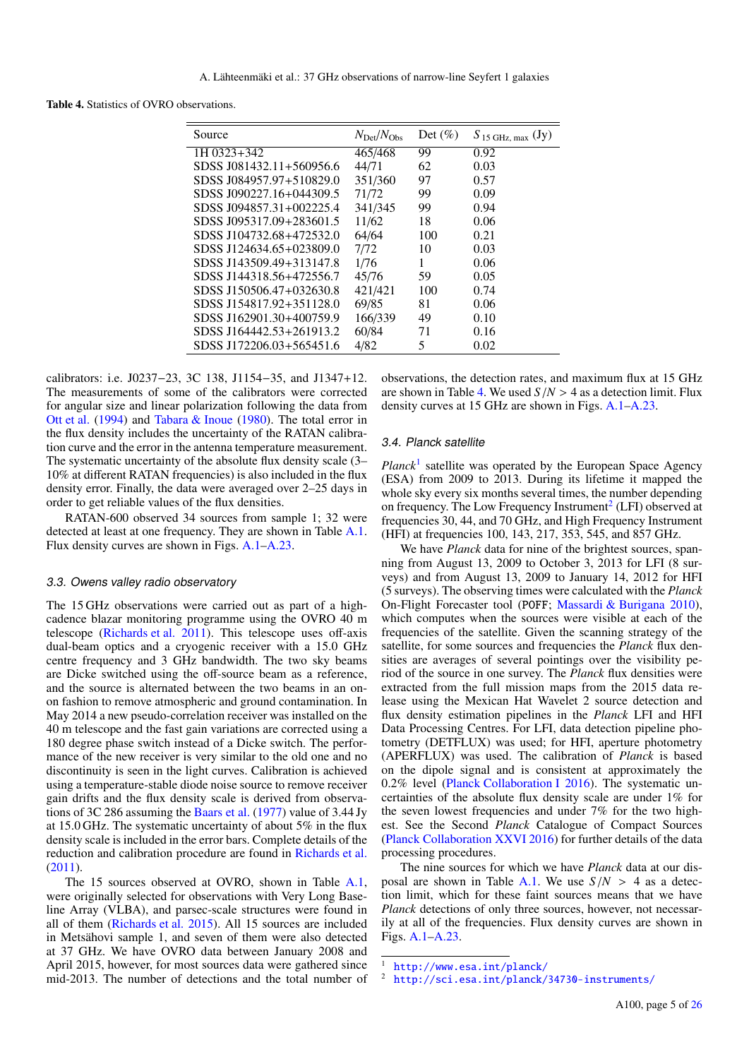**Table 4.** Statistics of OVRO observations.

| Source | $N_{\rm Det}/N_{\rm Obs}$ | Det (%) | $S_{\rm 15\,GHz,\,max}$ (Jy) |
|---|---|---|---|
| 1H 0323+342 | 465/468 | 99 | 0.92 |
| SDSS J081432.11+560956.6 | 44/71 | 62 | 0.03 |
| SDSS J084957.97+510829.0 | 351/360 | 97 | 0.57 |
| SDSS J090227.16+044309.5 | 71/72 | 99 | 0.09 |
| SDSS J094857.31+002225.4 | 341/345 | 99 | 0.94 |
| SDSS J095317.09+283601.5 | 11/62 | 18 | 0.06 |
| SDSS J104732.68+472532.0 | 64/64 | 100 | 0.21 |
| SDSS J124634.65+023809.0 | 7/72 | 10 | 0.03 |
| SDSS J143509.49+313147.8 | 1/76 | 1 | 0.06 |
| SDSS J144318.56+472556.7 | 45/76 | 59 | 0.05 |
| SDSS J150506.47+032630.8 | 421/421 | 100 | 0.74 |
| SDSS J154817.92+351128.0 | 69/85 | 81 | 0.06 |
| SDSS J162901.30+400759.9 | 166/339 | 49 | 0.10 |
| SDSS J164442.53+261913.2 | 60/84 | 71 | 0.16 |
| SDSS J172206.03+565451.6 | 4/82 | 5 | 0.02 |

calibrators: i.e. J0237−23, 3C 138, J1154−35, and J1347+12. The measurements of some of the calibrators were corrected for angular size and linear polarization following the data from Ott et al. (1994) and Tabara & Inoue (1980). The total error in the flux density includes the uncertainty of the RATAN calibration curve and the error in the antenna temperature measurement. The systematic uncertainty of the absolute flux density scale (3–10% at different RATAN frequencies) is also included in the flux density error. Finally, the data were averaged over 2–25 days in order to get reliable values of the flux densities.

RATAN-600 observed 34 sources from sample 1; 32 were detected at least at one frequency. They are shown in Table A.1. Flux density curves are shown in Figs. A.1–A.23.

### 3.3. Owens valley radio observatory

The 15 GHz observations were carried out as part of a high-cadence blazar monitoring programme using the OVRO 40 m telescope (Richards et al. 2011). This telescope uses off-axis dual-beam optics and a cryogenic receiver with a 15.0 GHz centre frequency and 3 GHz bandwidth. The two sky beams are Dicke switched using the off-source beam as a reference, and the source is alternated between the two beams in an on-on fashion to remove atmospheric and ground contamination. In May 2014 a new pseudo-correlation receiver was installed on the 40 m telescope and the fast gain variations are corrected using a 180 degree phase switch instead of a Dicke switch. The performance of the new receiver is very similar to the old one and no discontinuity is seen in the light curves. Calibration is achieved using a temperature-stable diode noise source to remove receiver gain drifts and the flux density scale is derived from observations of 3C 286 assuming the Baars et al. (1977) value of 3.44 Jy at 15.0 GHz. The systematic uncertainty of about 5% in the flux density scale is included in the error bars. Complete details of the reduction and calibration procedure are found in Richards et al. (2011).

The 15 sources observed at OVRO, shown in Table A.1, were originally selected for observations with Very Long Baseline Array (VLBA), and parsec-scale structures were found in all of them (Richards et al. 2015). All 15 sources are included in Metsähovi sample 1, and seven of them were also detected at 37 GHz. We have OVRO data between January 2008 and April 2015, however, for most sources data were gathered since mid-2013. The number of detections and the total number of observations, the detection rates, and maximum flux at 15 GHz are shown in Table 4. We used $S/N > 4$ as a detection limit. Flux density curves at 15 GHz are shown in Figs. A.1–A.23.

### 3.4. Planck satellite

*Planck*[1] satellite was operated by the European Space Agency (ESA) from 2009 to 2013. During its lifetime it mapped the whole sky every six months several times, the number depending on frequency. The Low Frequency Instrument[2] (LFI) observed at frequencies 30, 44, and 70 GHz, and High Frequency Instrument (HFI) at frequencies 100, 143, 217, 353, 545, and 857 GHz.

We have *Planck* data for nine of the brightest sources, spanning from August 13, 2009 to October 3, 2013 for LFI (8 surveys) and from August 13, 2009 to January 14, 2012 for HFI (5 surveys). The observing times were calculated with the *Planck* On-Flight Forecaster tool (POFF; Massardi & Burigana 2010), which computes when the sources were visible at each of the frequencies of the satellite. Given the scanning strategy of the satellite, for some sources and frequencies the *Planck* flux densities are averages of several pointings over the visibility period of the source in one survey. The *Planck* flux densities were extracted from the full mission maps from the 2015 data release using the Mexican Hat Wavelet 2 source detection and flux density estimation pipelines in the *Planck* LFI and HFI Data Processing Centres. For LFI, data detection pipeline photometry (DETFLUX) was used; for HFI, aperture photometry (APERFLUX) was used. The calibration of *Planck* is based on the dipole signal and is consistent at approximately the 0.2% level (Planck Collaboration I 2016). The systematic uncertainties of the absolute flux density scale is under 1% for the seven lowest frequencies and under 7% for the two highest. See the Second *Planck* Catalogue of Compact Sources (Planck Collaboration XXVI 2016) for further details of the data processing procedures.

The nine sources for which we have *Planck* data at our disposal are shown in Table A.1. We use $S/N > 4$ as a detection limit, which for these faint sources means that we have *Planck* detections of only three sources, however, not necessarily at all of the frequencies. Flux density curves are shown in Figs. A.1–A.23.

---

[1] http://www.esa.int/planck/

[2] http://sci.esa.int/planck/34730-instruments/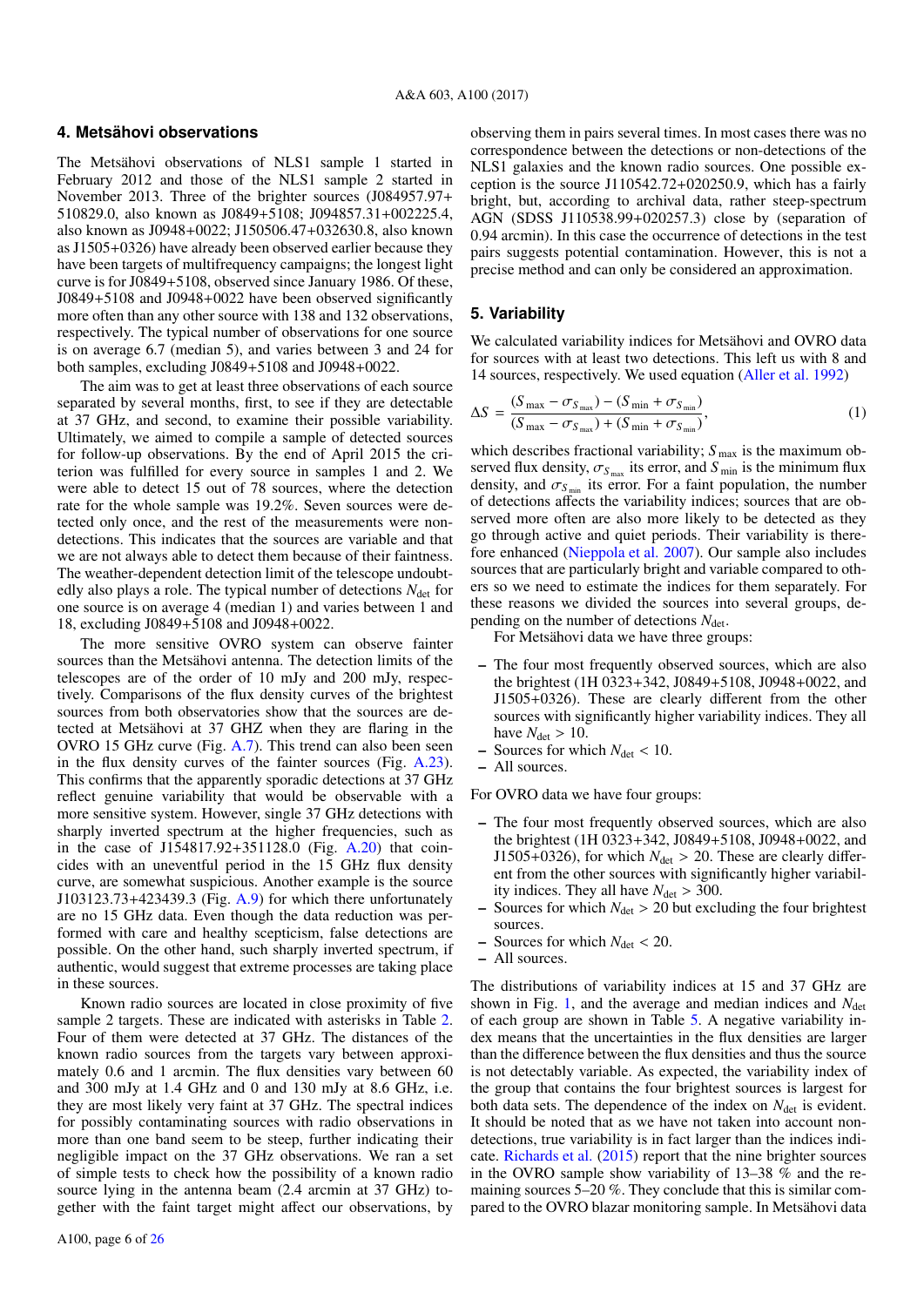## 4. Metsähovi observations

The Metsähovi observations of NLS1 sample 1 started in February 2012 and those of the NLS1 sample 2 started in November 2013. Three of the brighter sources (J084957.97+510829.0, also known as J0849+5108; J094857.31+002225.4, also known as J0948+0022; J150506.47+032630.8, also known as J1505+0326) have already been observed earlier because they have been targets of multifrequency campaigns; the longest light curve is for J0849+5108, observed since January 1986. Of these, J0849+5108 and J0948+0022 have been observed significantly more often than any other source with 138 and 132 observations, respectively. The typical number of observations for one source is on average 6.7 (median 5), and varies between 3 and 24 for both samples, excluding J0849+5108 and J0948+0022.

The aim was to get at least three observations of each source separated by several months, first, to see if they are detectable at 37 GHz, and second, to examine their possible variability. Ultimately, we aimed to compile a sample of detected sources for follow-up observations. By the end of April 2015 the criterion was fulfilled for every source in samples 1 and 2. We were able to detect 15 out of 78 sources, where the detection rate for the whole sample was 19.2%. Seven sources were detected only once, and the rest of the measurements were non-detections. This indicates that the sources are variable and that we are not always able to detect them because of their faintness. The weather-dependent detection limit of the telescope undoubtedly also plays a role. The typical number of detections $N_{\rm det}$ for one source is on average 4 (median 1) and varies between 1 and 18, excluding J0849+5108 and J0948+0022.

The more sensitive OVRO system can observe fainter sources than the Metsähovi antenna. The detection limits of the telescopes are of the order of 10 mJy and 200 mJy, respectively. Comparisons of the flux density curves of the brightest sources from both observatories show that the sources are detected at Metsähovi at 37 GHZ when they are flaring in the OVRO 15 GHz curve (Fig. A.7). This trend can also been seen in the flux density curves of the fainter sources (Fig. A.23). This confirms that the apparently sporadic detections at 37 GHz reflect genuine variability that would be observable with a more sensitive system. However, single 37 GHz detections with sharply inverted spectrum at the higher frequencies, such as in the case of J154817.92+351128.0 (Fig. A.20) that coincides with an uneventful period in the 15 GHz flux density curve, are somewhat suspicious. Another example is the source J103123.73+423439.3 (Fig. A.9) for which there unfortunately are no 15 GHz data. Even though the data reduction was performed with care and healthy scepticism, false detections are possible. On the other hand, such sharply inverted spectrum, if authentic, would suggest that extreme processes are taking place in these sources.

Known radio sources are located in close proximity of five sample 2 targets. These are indicated with asterisks in Table 2. Four of them were detected at 37 GHz. The distances of the known radio sources from the targets vary between approximately 0.6 and 1 arcmin. The flux densities vary between 60 and 300 mJy at 1.4 GHz and 0 and 130 mJy at 8.6 GHz, i.e. they are most likely very faint at 37 GHz. The spectral indices for possibly contaminating sources with radio observations in more than one band seem to be steep, further indicating their negligible impact on the 37 GHz observations. We ran a set of simple tests to check how the possibility of a known radio source lying in the antenna beam (2.4 arcmin at 37 GHz) together with the faint target might affect our observations, by observing them in pairs several times. In most cases there was no correspondence between the detections or non-detections of the NLS1 galaxies and the known radio sources. One possible exception is the source J110542.72+020250.9, which has a fairly bright, but, according to archival data, rather steep-spectrum AGN (SDSS J110538.99+020257.3) close by (separation of 0.94 arcmin). In this case the occurrence of detections in the test pairs suggests potential contamination. However, this is not a precise method and can only be considered an approximation.

## 5. Variability

We calculated variability indices for Metsähovi and OVRO data for sources with at least two detections. This left us with 8 and 14 sources, respectively. We used equation (Aller et al. 1992)

$$\Delta S = \frac{(S_{\rm max} - \sigma_{S_{\rm max}}) - (S_{\rm min} + \sigma_{S_{\rm min}})}{(S_{\rm max} - \sigma_{S_{\rm max}}) + (S_{\rm min} + \sigma_{S_{\rm min}})}, \tag{1}$$

which describes fractional variability; $S_{\rm max}$ is the maximum observed flux density, $\sigma_{S_{\rm max}}$ its error, and $S_{\rm min}$ is the minimum flux density, and $\sigma_{S_{\rm min}}$ its error. For a faint population, the number of detections affects the variability indices; sources that are observed more often are also more likely to be detected as they go through active and quiet periods. Their variability is therefore enhanced (Nieppola et al. 2007). Our sample also includes sources that are particularly bright and variable compared to others so we need to estimate the indices for them separately. For these reasons we divided the sources into several groups, depending on the number of detections $N_{\rm det}$.

For Metsähovi data we have three groups:

- The four most frequently observed sources, which are also the brightest (1H 0323+342, J0849+5108, J0948+0022, and J1505+0326). These are clearly different from the other sources with significantly higher variability indices. They all have $N_{\rm det} > 10$.
- Sources for which $N_{\rm det} < 10$.
- All sources.

For OVRO data we have four groups:

- The four most frequently observed sources, which are also the brightest (1H 0323+342, J0849+5108, J0948+0022, and J1505+0326), for which $N_{\rm det} > 20$. These are clearly different from the other sources with significantly higher variability indices. They all have $N_{\rm det} > 300$.
- Sources for which $N_{\rm det} > 20$ but excluding the four brightest sources.
- Sources for which $N_{\rm det} < 20$.
- All sources.

The distributions of variability indices at 15 and 37 GHz are shown in Fig. 1, and the average and median indices and $N_{\rm det}$ of each group are listed in Table 5. A negative variability index means that the uncertainties in the flux densities are larger than the difference between the flux densities and thus the source is not detectably variable. As expected, the variability index of the group that contains the four brightest sources is largest for both data sets. The dependence of the index on $N_{\rm det}$ is evident. It should be noted that as we have not taken into account non-detections, true variability is in fact larger than the indices indicate. Richards et al. (2015) report that the nine brighter sources in the OVRO sample show variability of 13–38 % and the remaining sources 5–20 %. They conclude that this is similar compared to the OVRO blazar monitoring sample. In Metsähovi data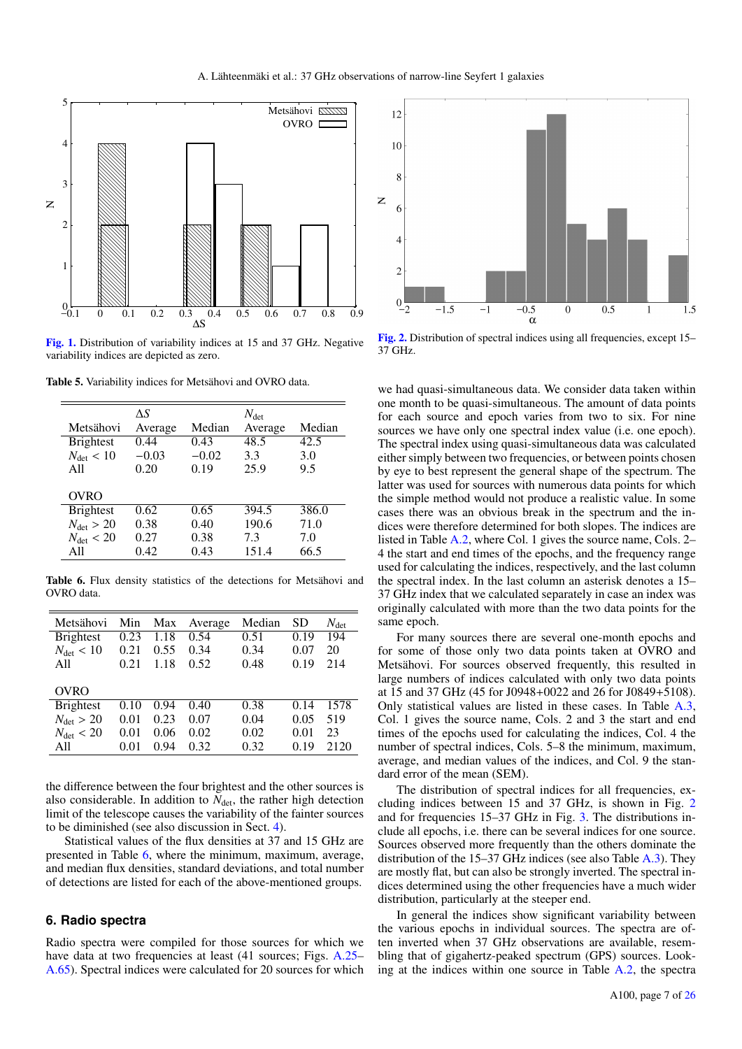Fig. 1. Distribution of variability indices at 15 and 37 GHz. Negative variability indices are depicted as zero.

Fig. 2. Distribution of spectral indices using all frequencies, except 15–37 GHz.

Table 5. Variability indices for Metsähovi and OVRO data.

| | $\Delta S$ | | $N_{\rm det}$ | |
|---|---|---|---|---|
| Metsähovi | Average | Median | Average | Median |
| Brightest | 0.44 | 0.43 | 48.5 | 42.5 |
| $N_{\rm det} < 10$ | −0.03 | −0.02 | 3.3 | 3.0 |
| All | 0.20 | 0.19 | 25.9 | 9.5 |
| OVRO | | | | |
| Brightest | 0.62 | 0.65 | 394.5 | 386.0 |
| $N_{\rm det} > 20$ | 0.38 | 0.40 | 190.6 | 71.0 |
| $N_{\rm det} < 20$ | 0.27 | 0.38 | 7.3 | 7.0 |
| All | 0.42 | 0.43 | 151.4 | 66.5 |

Table 6. Flux density statistics of the detections for Metsähovi and OVRO data.

| Metsähovi | Min | Max | Average | Median | SD | $N_{\rm det}$ |
|---|---|---|---|---|---|---|
| Brightest | 0.23 | 1.18 | 0.54 | 0.51 | 0.19 | 194 |
| $N_{\rm det} < 10$ | 0.21 | 0.55 | 0.34 | 0.34 | 0.07 | 20 |
| All | 0.21 | 1.18 | 0.52 | 0.48 | 0.19 | 214 |
| OVRO | | | | | | |
| Brightest | 0.10 | 0.94 | 0.40 | 0.38 | 0.14 | 1578 |
| $N_{\rm det} > 20$ | 0.01 | 0.23 | 0.07 | 0.04 | 0.05 | 519 |
| $N_{\rm det} < 20$ | 0.01 | 0.06 | 0.02 | 0.02 | 0.01 | 23 |
| All | 0.01 | 0.94 | 0.32 | 0.32 | 0.19 | 2120 |

the difference between the four brightest and the other sources is also considerable. In addition to $N_{\rm det}$, the rather high detection limit of the telescope causes the variability of the fainter sources to be diminished (see also discussion in Sect. 4).

Statistical values of the flux densities at 37 and 15 GHz are presented in Table 6, where the minimum, maximum, average, and median flux densities, standard deviations, and total number of detections are listed for each of the above-mentioned groups.

## 6. Radio spectra

Radio spectra were compiled for those sources for which we have data at two frequencies at least (41 sources; Figs. A.25–A.65). Spectral indices were calculated for 20 sources for which we had quasi-simultaneous data. We consider data taken within one month to be quasi-simultaneous. The amount of data points for each source and epoch varies from two to six. For nine sources we have only one spectral index value (i.e. one epoch). The spectral index using quasi-simultaneous data was calculated either simply between two frequencies, or between points chosen by eye to best represent the general shape of the spectrum. The latter was used for sources with numerous data points for which the simple method would not produce a realistic value. In some cases there was an obvious break in the spectrum and the indices were therefore determined for both slopes. The indices are listed in Table A.2, where Col. 1 gives the source name, Cols. 2–4 the start and end times of the epochs, and the frequency range used for calculating the indices, respectively, and the last column the spectral index. In the last column an asterisk denotes a 15–37 GHz index that we calculated separately in case an index was originally calculated with more than the two data points for the same epoch.

For many sources there are several one-month epochs and for some of those only two data points taken at OVRO and Metsähovi. For sources observed frequently, this resulted in large numbers of indices calculated with only two data points at 15 and 37 GHz (45 for J0948+0022 and 26 for J0849+5108). Only statistical values are listed in these cases. In Table A.3, Col. 1 gives the source name, Cols. 2 and 3 the start and end times of the epochs used for calculating the indices, Col. 4 the number of spectral indices, Cols. 5–8 the minimum, maximum, average, and median values of the indices, and Col. 9 the standard error of the mean (SEM).

The distribution of spectral indices for all frequencies, excluding indices between 15 and 37 GHz, is shown in Fig. 2 and for frequencies 15–37 GHz in Fig. 3. The distributions include all epochs, i.e. there can be several indices for one source. Sources observed more frequently than the others dominate the distribution of the 15–37 GHz indices (see also Table A.3). They are mostly flat, but can also be strongly inverted. The spectral indices determined using the other frequencies have a much wider distribution, particularly at the steeper end.

In general the indices show significant variability between the various epochs in individual sources. The spectra are often inverted when 37 GHz observations are available, resembling that of gigahertz-peaked spectrum (GPS) sources. Looking at the indices within one source in Table A.2, the spectra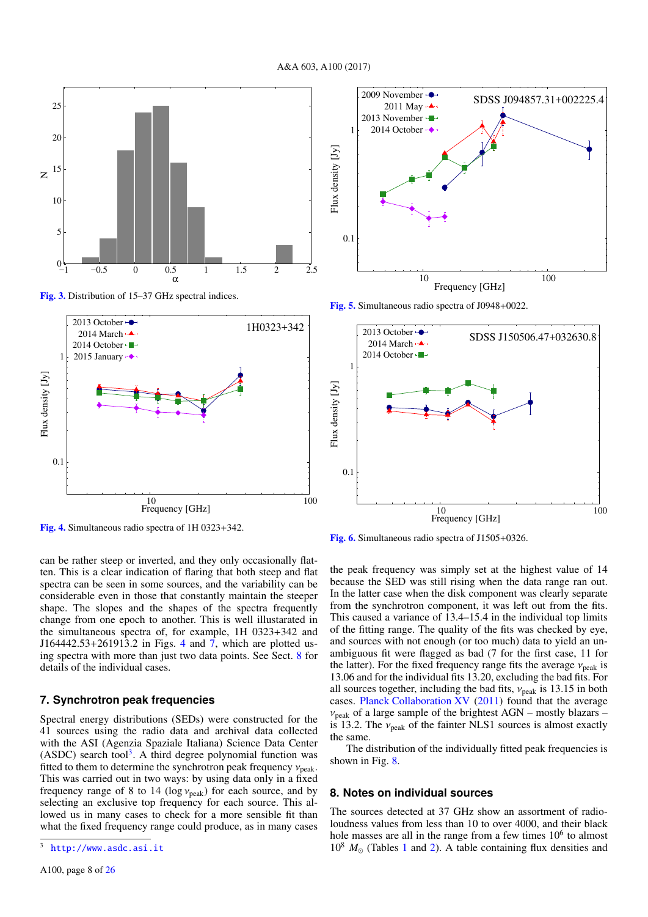Fig. 3. Distribution of 15–37 GHz spectral indices.

Fig. 4. Simultaneous radio spectra of 1H 0323+342.

Fig. 5. Simultaneous radio spectra of J0948+0022.

Fig. 6. Simultaneous radio spectra of J1505+0326.

can be rather steep or inverted, and they only occasionally flatten. This is a clear indication of flaring that both steep and flat spectra can be seen in some sources, and the variability can be considerable even in those that constantly maintain the steeper shape. The slopes and the shapes of the spectra frequently change from one epoch to another. This is well illustrated in the simultaneous spectra of, for example, 1H 0323+342 and J164442.53+261913.2 in Figs. 4 and 7, which are plotted using spectra with more than just two data points. See Sect. 8 for details of the individual cases.

## 7. Synchrotron peak frequencies

Spectral energy distributions (SEDs) were constructed for the 41 sources using the radio data and archival data collected with the ASI (Agenzia Spaziale Italiana) Science Data Center (ASDC) search tool[3]. A third degree polynomial function was fitted to them to determine the synchrotron peak frequency $\nu_{\rm peak}$. This was carried out in two ways: by using data only in a fixed frequency range of 8 to 14 ($\log \nu_{\rm peak}$) for each source, and by selecting an exclusive top frequency for each source. This allowed us in many cases to check for a more sensible fit than what the fixed frequency range could produce, as in many cases the peak frequency was simply set at the highest value of 14 because the SED was still rising when the data range ran out. In the latter case when the disk component was clearly separate from the synchrotron component, it was left out from the fits. This caused a variance of 13.4–15.4 in the individual top limits of the fitting range. The quality of the fits was checked by eye, and sources with not enough (or too much) data to yield an unambiguous fit were flagged as bad (7 for the first case, 11 for the latter). For the fixed frequency range fits the average $\nu_{\rm peak}$ is 13.06 and for the individual fits 13.20, excluding the bad fits. For all sources together, including the bad fits, $\nu_{\rm peak}$ is 13.15 in both cases. Planck Collaboration XV (2011) found that the average $\nu_{\rm peak}$ of a large sample of the brightest AGN – mostly blazars – is 13.2. The $\nu_{\rm peak}$ of the fainter NLS1 sources is almost exactly the same.

The distribution of the individually fitted peak frequencies is shown in Fig. 8.

## 8. Notes on individual sources

The sources detected at 37 GHz show an assortment of radio-loudness values from less than 10 to over 4000, and their black hole masses are all in the range from a few times $10^6$ to almost $10^8$ $M_\odot$ (Tables 1 and 2). A table containing flux densities and

[3] http://www.asdc.asi.it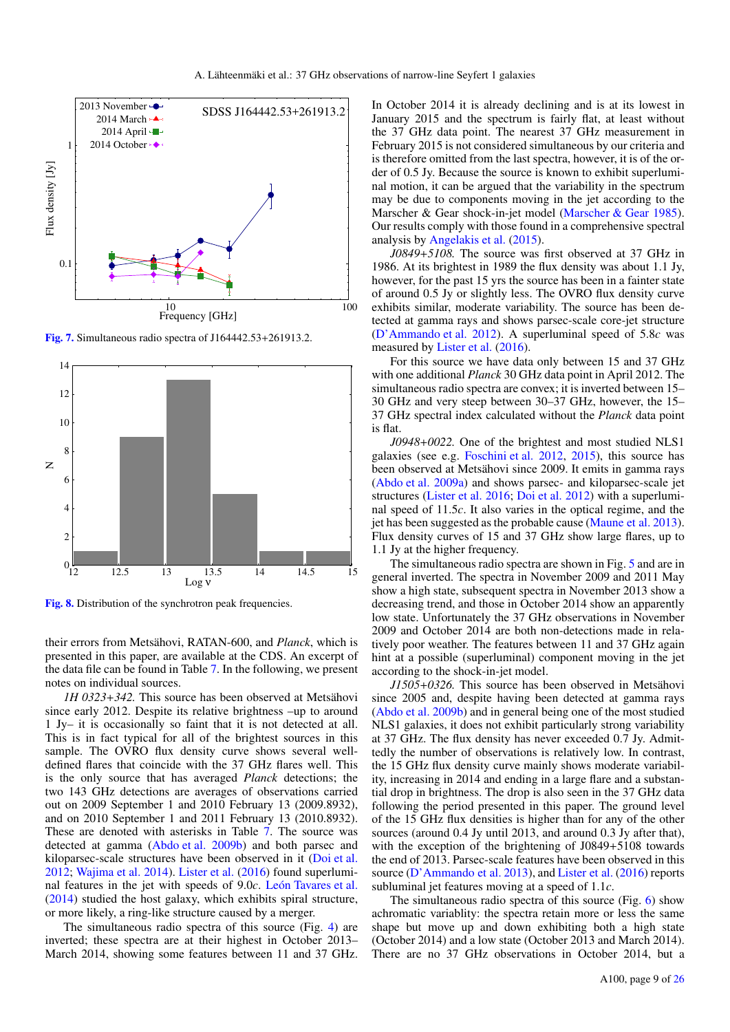Fig. 7. Simultaneous radio spectra of J164442.53+261913.2.

Fig. 8. Distribution of the synchrotron peak frequencies.

their errors from Metsähovi, RATAN-600, and *Planck*, which is presented in this paper, are available at the CDS. An excerpt of the data file can be found in Table 7. In the following, we present notes on individual sources.

*1H 0323+342.* This source has been observed at Metsähovi since early 2012. Despite its relative brightness –up to around 1 Jy– it is occasionally so faint that it is not detected at all. This is in fact typical for all of the brightest sources in this sample. The OVRO flux density curve shows several well-defined flares that coincide with the 37 GHz flares well. This is the only source that has averaged *Planck* detections; the two 143 GHz detections are averages of observations carried out on 2009 September 1 and 2010 February 13 (2009.8932), and on 2010 September 1 and 2011 February 13 (2010.8932). These are denoted with asterisks in Table 7. The source was detected at gamma (Abdo et al. 2009b) and both parsec and kiloparsec-scale structures have been observed in it (Doi et al. 2012; Wajima et al. 2014). Lister et al. (2016) found superluminal features in the jet with speeds of 9.0$c$. León Tavares et al. (2014) studied the host galaxy, which exhibits spiral structure, or more likely, a ring-like structure caused by a merger.

The simultaneous radio spectra of this source (Fig. 4) are inverted; these spectra are at their highest in October 2013–March 2014, showing some features between 11 and 37 GHz. In October 2014 it is already declining and is at its lowest in January 2015 and the spectrum is fairly flat, at least without the 37 GHz data point. The nearest 37 GHz measurement in February 2015 is not considered simultaneous by our criteria and is therefore omitted from the last spectra, however, it is of the order of 0.5 Jy. Because the source is known to exhibit superluminal motion, it can be argued that the variability in the spectrum may be due to components moving in the jet according to the Marscher & Gear shock-in-jet model (Marscher & Gear 1985). Our results comply with those found in a comprehensive spectral analysis by Angelakis et al. (2015).

*J0849+5108.* The source was first observed at 37 GHz in 1986. At its brightest in 1989 the flux density was about 1.1 Jy, however, for the past 15 yrs the source has been in a fainter state of around 0.5 Jy or slightly less. The OVRO flux density curve exhibits similar, moderate variability. The source has been detected at gamma rays and shows parsec-scale core-jet structure (D'Ammando et al. 2012). A superluminal speed of 5.8$c$ was measured by Lister et al. (2016).

For this source we have data only between 15 and 37 GHz with one additional *Planck* 30 GHz data point in April 2012. The simultaneous radio spectra are convex; it is inverted between 15–30 GHz and very steep between 30–37 GHz, however, the 15–37 GHz spectral index calculated without the *Planck* data point is flat.

*J0948+0022.* One of the brightest and most studied NLS1 galaxies (see e.g. Foschini et al. 2012, 2015), this source has been observed at Metsähovi since 2009. It emits in gamma rays (Abdo et al. 2009a) and shows parsec- and kiloparsec-scale jet structures (Lister et al. 2016; Doi et al. 2012) with a superluminal speed of 11.5$c$. It also varies in the optical regime, and the jet has been suggested as the probable cause (Maune et al. 2013). Flux density curves of 15 and 37 GHz show large flares, up to 1.1 Jy at the higher frequency.

The simultaneous radio spectra are shown in Fig. 5 and are in general inverted. The spectra in November 2009 and 2011 May show a high state, subsequent spectra in November 2013 show a decreasing trend, and those in October 2014 show an apparently low state. Unfortunately the 37 GHz observations in November 2009 and October 2014 are both non-detections made in relatively poor weather. The features between 11 and 37 GHz again hint at a possible (superluminal) component moving in the jet according to the shock-in-jet model.

*J1505+0326.* This source has been observed in Metsähovi since 2005 and, despite having been detected at gamma rays (Abdo et al. 2009b) and in general being one of the most studied NLS1 galaxies, it does not exhibit particularly strong variability at 37 GHz. The flux density has never exceeded 0.7 Jy. Admittedly the number of observations is relatively low. In contrast, the 15 GHz flux density curve mainly shows moderate variability, increasing in 2014 and ending in a large flare and a substantial drop in brightness. The drop is also seen in the 37 GHz data following the period presented in this paper. The ground level of the 15 GHz flux densities is higher than for any of the other sources (around 0.4 Jy until 2013, and around 0.3 Jy after that), with the exception of the brightening of J0849+5108 towards the end of 2013. Parsec-scale features have been observed in this source (D'Ammando et al. 2013), and Lister et al. (2016) reports subluminal jet features moving at a speed of 1.1$c$.

The simultaneous radio spectra of this source (Fig. 6) show achromatic variablity: the spectra retain more or less the same shape but move up and down exhibiting both a high state (October 2014) and a low state (October 2013 and March 2014). There are no 37 GHz observations in October 2014, but a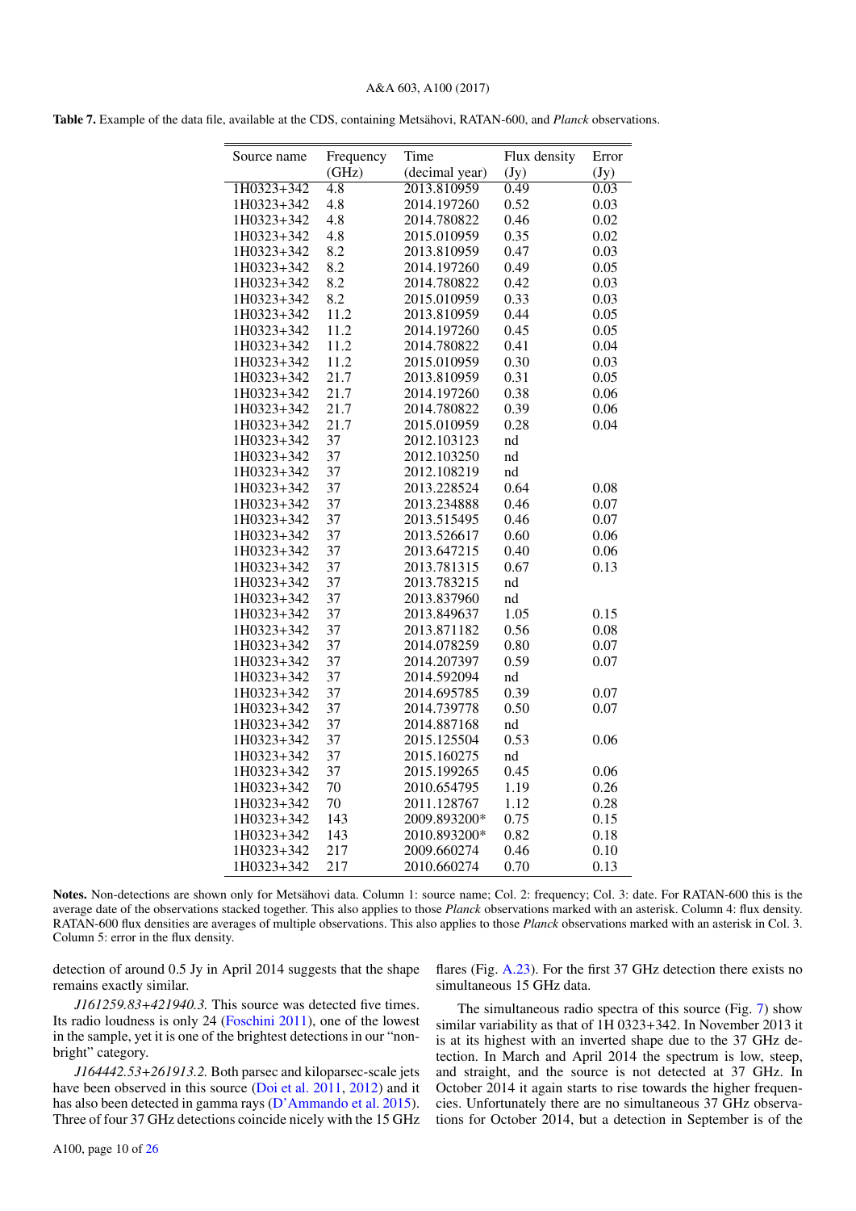**Table 7.** Example of the data file, available at the CDS, containing Metsähovi, RATAN-600, and *Planck* observations.

| Source name | Frequency (GHz) | Time (decimal year) | Flux density (Jy) | Error (Jy) |
|---|---|---|---|---|
| 1H0323+342 | 4.8 | 2013.810959 | 0.49 | 0.03 |
| 1H0323+342 | 4.8 | 2014.197260 | 0.52 | 0.03 |
| 1H0323+342 | 4.8 | 2014.780822 | 0.46 | 0.02 |
| 1H0323+342 | 4.8 | 2015.010959 | 0.35 | 0.02 |
| 1H0323+342 | 8.2 | 2013.810959 | 0.47 | 0.03 |
| 1H0323+342 | 8.2 | 2014.197260 | 0.49 | 0.05 |
| 1H0323+342 | 8.2 | 2014.780822 | 0.42 | 0.03 |
| 1H0323+342 | 8.2 | 2015.010959 | 0.33 | 0.03 |
| 1H0323+342 | 11.2 | 2013.810959 | 0.44 | 0.05 |
| 1H0323+342 | 11.2 | 2014.197260 | 0.45 | 0.05 |
| 1H0323+342 | 11.2 | 2014.780822 | 0.41 | 0.04 |
| 1H0323+342 | 11.2 | 2015.010959 | 0.30 | 0.03 |
| 1H0323+342 | 21.7 | 2013.810959 | 0.31 | 0.05 |
| 1H0323+342 | 21.7 | 2014.197260 | 0.38 | 0.06 |
| 1H0323+342 | 21.7 | 2014.780822 | 0.39 | 0.06 |
| 1H0323+342 | 21.7 | 2015.010959 | 0.28 | 0.04 |
| 1H0323+342 | 37 | 2012.103123 | nd | |
| 1H0323+342 | 37 | 2012.103250 | nd | |
| 1H0323+342 | 37 | 2012.108219 | nd | |
| 1H0323+342 | 37 | 2013.228524 | 0.64 | 0.08 |
| 1H0323+342 | 37 | 2013.234888 | 0.46 | 0.07 |
| 1H0323+342 | 37 | 2013.515495 | 0.46 | 0.07 |
| 1H0323+342 | 37 | 2013.526617 | 0.60 | 0.06 |
| 1H0323+342 | 37 | 2013.647215 | 0.40 | 0.06 |
| 1H0323+342 | 37 | 2013.781315 | 0.67 | 0.13 |
| 1H0323+342 | 37 | 2013.783215 | nd | |
| 1H0323+342 | 37 | 2013.837960 | nd | |
| 1H0323+342 | 37 | 2013.849637 | 1.05 | 0.15 |
| 1H0323+342 | 37 | 2013.871182 | 0.56 | 0.08 |
| 1H0323+342 | 37 | 2014.078259 | 0.80 | 0.07 |
| 1H0323+342 | 37 | 2014.207397 | 0.59 | 0.07 |
| 1H0323+342 | 37 | 2014.592094 | nd | |
| 1H0323+342 | 37 | 2014.695785 | 0.39 | 0.07 |
| 1H0323+342 | 37 | 2014.739778 | 0.50 | 0.07 |
| 1H0323+342 | 37 | 2014.887168 | nd | |
| 1H0323+342 | 37 | 2015.125504 | 0.53 | 0.06 |
| 1H0323+342 | 37 | 2015.160275 | nd | |
| 1H0323+342 | 37 | 2015.199265 | 0.45 | 0.06 |
| 1H0323+342 | 70 | 2010.654795 | 1.19 | 0.26 |
| 1H0323+342 | 70 | 2011.128767 | 1.12 | 0.28 |
| 1H0323+342 | 143 | 2009.893200* | 0.75 | 0.15 |
| 1H0323+342 | 143 | 2010.893200* | 0.82 | 0.18 |
| 1H0323+342 | 217 | 2009.660274 | 0.46 | 0.10 |
| 1H0323+342 | 217 | 2010.660274 | 0.70 | 0.13 |

**Notes.** Non-detections are shown only for Metsähovi data. Column 1: source name; Col. 2: frequency; Col. 3: date. For RATAN-600 this is the average date of the observations stacked together. This also applies to those *Planck* observations marked with an asterisk. Column 4: flux density. RATAN-600 flux densities are averages of multiple observations. This also applies to those *Planck* observations marked with an asterisk in Col. 3. Column 5: error in the flux density.

detection of around 0.5 Jy in April 2014 suggests that the shape remains exactly similar.

*J161259.83+421940.3.* This source was detected five times. Its radio loudness is only 24 (Foschini 2011), one of the lowest in the sample, yet it is one of the brightest detections in our "non-bright" category.

*J164442.53+261913.2.* Both parsec and kiloparsec-scale jets have been observed in this source (Doi et al. 2011, 2012) and it has also been detected in gamma rays (D'Ammando et al. 2015). Three of four 37 GHz detections coincide nicely with the 15 GHz flares (Fig. A.23). For the first 37 GHz detection there exists no simultaneous 15 GHz data.

The simultaneous radio spectra of this source (Fig. 7) show similar variability as that of 1H 0323+342. In November 2013 it is at its highest with an inverted shape due to the 37 GHz detection. In March and April 2014 the spectrum is low, steep, and straight, and the source is not detected at 37 GHz. In October 2014 it again starts to rise towards the higher frequencies. Unfortunately there are no simultaneous 37 GHz observations for October 2014, but a detection in September is of the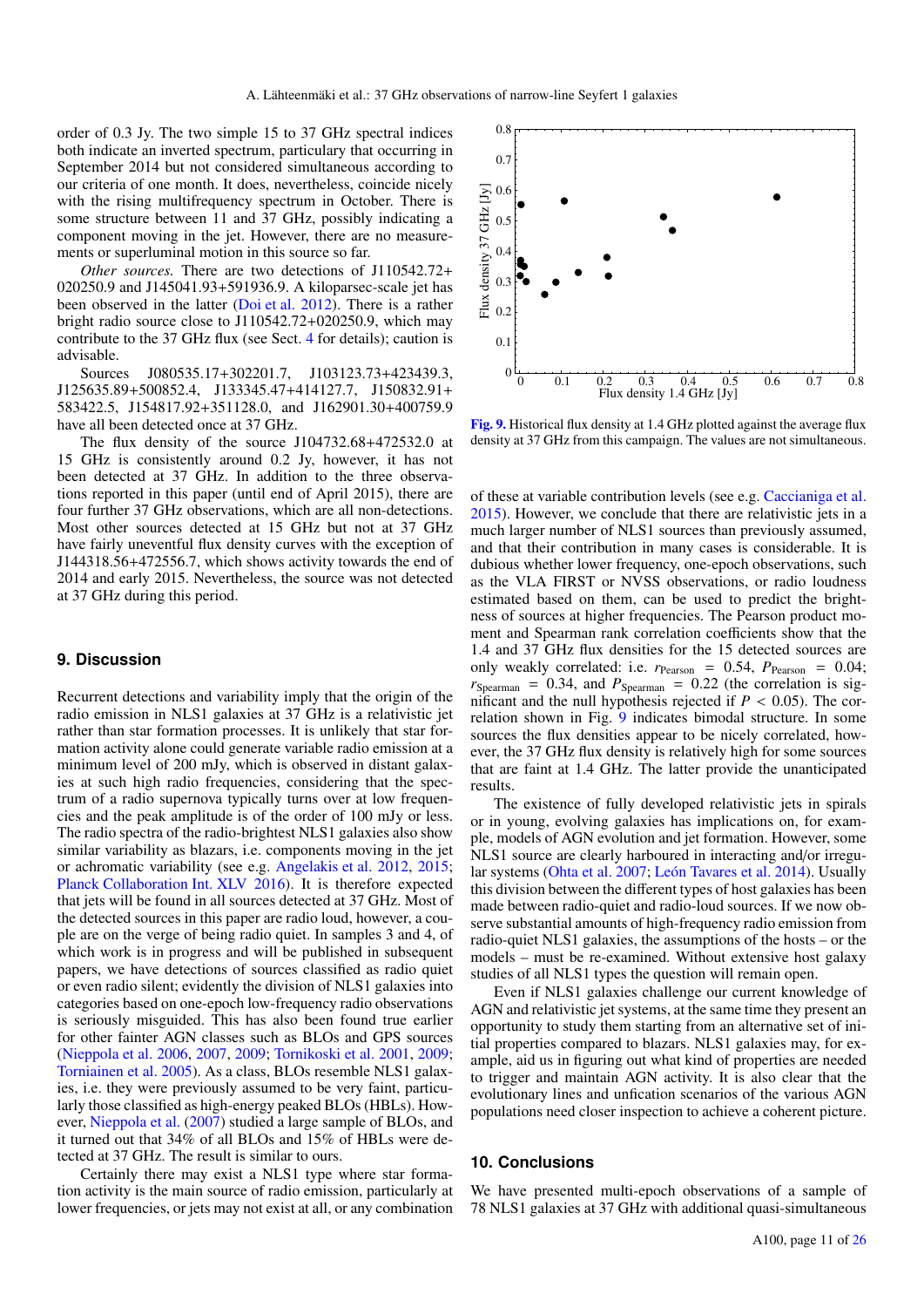order of 0.3 Jy. The two simple 15 to 37 GHz spectral indices both indicate an inverted spectrum, particulary that occurring in September 2014 but not considered simultaneous according to our criteria of one month. It does, nevertheless, coincide nicely with the rising multifrequency spectrum in October. There is some structure between 11 and 37 GHz, possibly indicating a component moving in the jet. However, there are no measurements or superluminal motion in this source so far.

*Other sources.* There are two detections of J110542.72+020250.9 and J145041.93+591936.9. A kiloparsec-scale jet has been observed in the latter (Doi et al. 2012). There is a rather bright radio source close to J110542.72+020250.9, which may contribute to the 37 GHz flux (see Sect. 4 for details); caution is advisable.

Sources J080535.17+302201.7, J103123.73+423439.3, J125635.89+500852.4, J133345.47+414127.7, J150832.91+583422.5, J154817.92+351128.0, and J162901.30+400759.9 have all been detected once at 37 GHz.

The flux density of the source J104732.68+472532.0 at 15 GHz is consistently around 0.2 Jy, however, it has not been detected at 37 GHz. In addition to the three observations reported in this paper (until end of April 2015), there are four further 37 GHz observations, which are all non-detections. Most other sources detected at 15 GHz but not at 37 GHz have fairly uneventful flux density curves with the exception of J144318.56+472556.7, which shows activity towards the end of 2014 and early 2015. Nevertheless, the source was not detected at 37 GHz during this period.

## 9. Discussion

Recurrent detections and variability imply that the origin of the radio emission in NLS1 galaxies at 37 GHz is a relativistic jet rather than star formation processes. It is unlikely that star formation activity alone could generate variable radio emission at a minimum level of 200 mJy, which is observed in distant galaxies at such high radio frequencies, considering that the spectrum of a radio supernova typically turns over at low frequencies and the peak amplitude is of the order of 100 mJy or less. The radio spectra of the radio-brightest NLS1 galaxies also show similar variability as blazars, i.e. components moving in the jet or achromatic variability (see e.g. Angelakis et al. 2012, 2015; Planck Collaboration Int. XLV 2016). It is therefore expected that jets will be found in all sources detected at 37 GHz. Most of the detected sources in this paper are radio loud, however, a couple are on the verge of being radio quiet. In samples 3 and 4, of which work is in progress and will be published in subsequent papers, we have detections of sources classified as radio quiet or even radio silent; evidently the division of NLS1 galaxies into categories based on one-epoch low-frequency radio observations is seriously misguided. This has also been found true earlier for other fainter AGN classes such as BLOs and GPS sources (Nieppola et al. 2006, 2007, 2009; Tornikoski et al. 2001, 2009; Torniainen et al. 2005). As a class, BLOs resemble NLS1 galaxies, i.e. they were previously assumed to be very faint, particularly those classified as high-energy peaked BLOs (HBLs). However, Nieppola et al. (2007) studied a large sample of BLOs, and it turned out that 34% of all BLOs and 15% of HBLs were detected at 37 GHz. The result is similar to ours.

Certainly there may exist a NLS1 type where star formation activity is the main source of radio emission, particularly at lower frequencies, or jets may not exist at all, or any combination of these at variable contribution levels (see e.g. Caccianiga et al. 2015). However, we conclude that there are relativistic jets in a much larger number of NLS1 sources than previously assumed, and that their contribution in many cases is considerable. It is dubious whether lower frequency, one-epoch observations, such as the VLA FIRST or NVSS observations, or radio loudness estimated based on them, can be used to predict the brightness of sources at higher frequencies. The Pearson product moment and Spearman rank correlation coefficients show that the 1.4 and 37 GHz flux densities for the 15 detected sources are only weakly correlated: i.e. $r_{\mathrm{Pearson}} = 0.54$, $P_{\mathrm{Pearson}} = 0.04$; $r_{\mathrm{Spearman}} = 0.34$, and $P_{\mathrm{Spearman}} = 0.22$ (the correlation is significant and the null hypothesis rejected if $P < 0.05$). The correlation shown in Fig. 9 indicates bimodal structure. In some sources the flux densities appear to be nicely correlated, however, the 37 GHz flux density is relatively high for some sources that are faint at 1.4 GHz. The latter provide the unanticipated results.

**Fig. 9.** Historical flux density at 1.4 GHz plotted against the average flux density at 37 GHz from this campaign. The values are not simultaneous.

The existence of fully developed relativistic jets in spirals or in young, evolving galaxies has implications on, for example, models of AGN evolution and jet formation. However, some NLS1 source are clearly harboured in interacting and/or irregular systems (Ohta et al. 2007; León Tavares et al. 2014). Usually this division between the different types of host galaxies has been made between radio-quiet and radio-loud sources. If we now observe substantial amounts of high-frequency radio emission from radio-quiet NLS1 galaxies, the assumptions of the hosts – or the models – must be re-examined. Without extensive host galaxy studies of all NLS1 types the question will remain open.

Even if NLS1 galaxies challenge our current knowledge of AGN and relativistic jet systems, at the same time they present an opportunity to study them starting from an alternative set of initial properties compared to blazars. NLS1 galaxies may, for example, aid us in figuring out what kind of properties are needed to trigger and maintain AGN activity. It is also clear that the evolutionary lines and unfication scenarios of the various AGN populations need closer inspection to achieve a coherent picture.

## 10. Conclusions

We have presented multi-epoch observations of a sample of 78 NLS1 galaxies at 37 GHz with additional quasi-simultaneous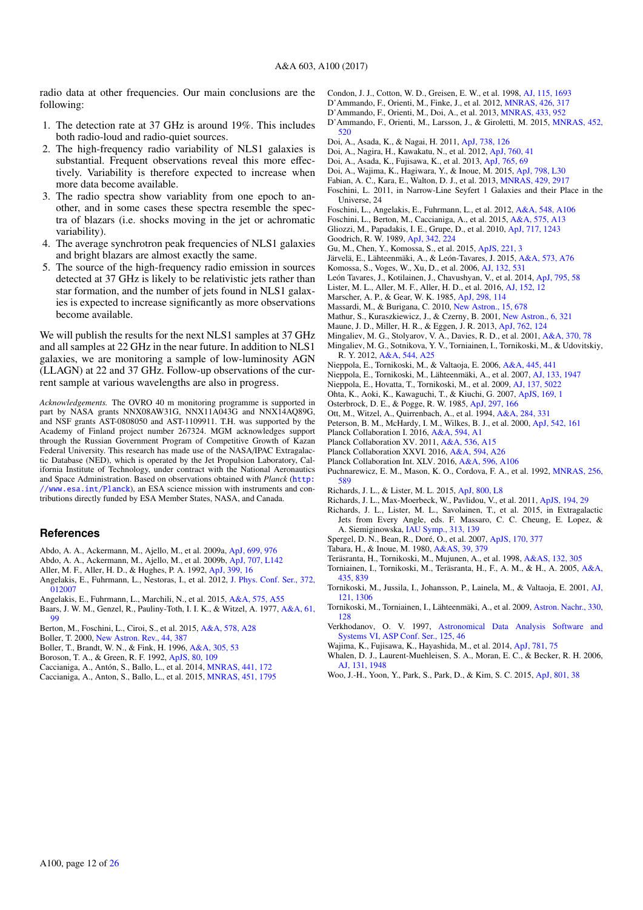radio data at other frequencies. Our main conclusions are the following:

1. The detection rate at 37 GHz is around 19%. This includes both radio-loud and radio-quiet sources.
2. The high-frequency radio variability of NLS1 galaxies is substantial. Frequent observations reveal this more effectively. Variability is therefore expected to increase when more data become available.
3. The radio spectra show variablity from one epoch to another, and in some cases these spectra resemble the spectra of blazars (i.e. shocks moving in the jet or achromatic variability).
4. The average synchrotron peak frequencies of NLS1 galaxies and bright blazars are almost exactly the same.
5. The source of the high-frequency radio emission in sources detected at 37 GHz is likely to be relativistic jets rather than star formation, and the number of jets found in NLS1 galaxies is expected to increase significantly as more observations become available.

We will publish the results for the next NLS1 samples at 37 GHz and all samples at 22 GHz in the near future. In addition to NLS1 galaxies, we are monitoring a sample of low-luminosity AGN (LLAGN) at 22 and 37 GHz. Follow-up observations of the current sample at various wavelengths are also in progress.

*Acknowledgements.* The OVRO 40 m monitoring programme is supported in part by NASA grants NNX08AW31G, NNX11A043G and NNX14AQ89G, and NSF grants AST-0808050 and AST-1109911. T.H. was supported by the Academy of Finland project number 267324. MGM acknowledges support through the Russian Government Program of Competitive Growth of Kazan Federal University. This research has made use of the NASA/IPAC Extragalactic Database (NED), which is operated by the Jet Propulsion Laboratory, California Institute of Technology, under contract with the National Aeronautics and Space Administration. Based on observations obtained with *Planck* (http://www.esa.int/Planck), an ESA science mission with instruments and contributions directly funded by ESA Member States, NASA, and Canada.

## References

Abdo, A. A., Ackermann, M., Ajello, M., et al. 2009a, ApJ, 699, 976
Abdo, A. A., Ackermann, M., Ajello, M., et al. 2009b, ApJ, 707, L142
Aller, M. F., Aller, H. D., & Hughes, P. A. 1992, ApJ, 399, 16
Angelakis, E., Fuhrmann, L., Nestoras, I., et al. 2012, J. Phys. Conf. Ser., 372, 012007
Angelakis, E., Fuhrmann, L., Marchili, N., et al. 2015, A&A, 575, A55
Baars, J. W. M., Genzel, R., Pauliny-Toth, I. I. K., & Witzel, A. 1977, A&A, 61, 99
Berton, M., Foschini, L., Ciroi, S., et al. 2015, A&A, 578, A28
Boller, T. 2000, New Astron. Rev., 44, 387
Boller, T., Brandt, W. N., & Fink, H. 1996, A&A, 305, 53
Boroson, T. A., & Green, R. F. 1992, ApJS, 80, 109
Caccianiga, A., Antón, S., Ballo, L., et al. 2014, MNRAS, 441, 172
Caccianiga, A., Anton, S., Ballo, L., et al. 2015, MNRAS, 451, 1795
Condon, J. J., Cotton, W. D., Greisen, E. W., et al. 1998, AJ, 115, 1693
D'Ammando, F., Orienti, M., Finke, J., et al. 2012, MNRAS, 426, 317
D'Ammando, F., Orienti, M., Doi, A., et al. 2013, MNRAS, 433, 952
D'Ammando, F., Orienti, M., Larsson, J., & Giroletti, M. 2015, MNRAS, 452, 520
Doi, A., Asada, K., & Nagai, H. 2011, ApJ, 738, 126
Doi, A., Nagira, H., Kawakatu, N., et al. 2012, ApJ, 760, 41
Doi, A., Asada, K., Fujisawa, K., et al. 2013, ApJ, 765, 69
Doi, A., Wajima, K., Hagiwara, Y., & Inoue, M. 2015, ApJ, 798, L30
Fabian, A. C., Kara, E., Walton, D. J., et al. 2013, MNRAS, 429, 2917
Foschini, L. 2011, in Narrow-Line Seyfert 1 Galaxies and their Place in the Universe, 24
Foschini, L., Angelakis, E., Fuhrmann, L., et al. 2012, A&A, 548, A106
Foschini, L., Berton, M., Caccianiga, A., et al. 2015, A&A, 575, A13
Gliozzi, M., Papadakis, I. E., Grupe, D., et al. 2010, ApJ, 717, 1243
Goodrich, R. W. 1989, ApJ, 342, 224
Gu, M., Chen, Y., Komossa, S., et al. 2015, ApJS, 221, 3
Järvelä, E., Lähteenmäki, A., & León-Tavares, J. 2015, A&A, 573, A76
Komossa, S., Voges, W., Xu, D., et al. 2006, AJ, 132, 531
León Tavares, J., Kotilainen, J., Chavushyan, V., et al. 2014, ApJ, 795, 58
Lister, M. L., Aller, M. F., Aller, H. D., et al. 2016, AJ, 152, 12
Marscher, A. P., & Gear, W. K. 1985, ApJ, 298, 114
Massardi, M., & Burigana, C. 2010, New Astron., 15, 678
Mathur, S., Kuraszkiewicz, J., & Czerny, B. 2001, New Astron., 6, 321
Maune, J. D., Miller, H. R., & Eggen, J. R. 2013, ApJ, 762, 124
Mingaliev, M. G., Stolyarov, V. A., Davies, R. D., et al. 2001, A&A, 370, 78
Mingaliev, M. G., Sotnikova, Y. V., Torniainen, I., Tornikoski, M., & Udovitskiy, R. Y. 2012, A&A, 544, A25
Nieppola, E., Tornikoski, M., & Valtaoja, E. 2006, A&A, 445, 441
Nieppola, E., Tornikoski, M., Lähteenmäki, A., et al. 2007, AJ, 133, 1947
Nieppola, E., Hovatta, T., Tornikoski, M., et al. 2009, AJ, 137, 5022
Ohta, K., Aoki, K., Kawaguchi, T., & Kiuchi, G. 2007, ApJS, 169, 1
Osterbrock, D. E., & Pogge, R. W. 1985, ApJ, 297, 166
Ott, M., Witzel, A., Quirrenbach, A., et al. 1994, A&A, 284, 331
Peterson, B. M., McHardy, I. M., Wilkes, B. J., et al. 2000, ApJ, 542, 161
Planck Collaboration I. 2016, A&A, 594, A1
Planck Collaboration XV. 2011, A&A, 536, A15
Planck Collaboration XXVI. 2016, A&A, 594, A26
Planck Collaboration Int. XLV. 2016, A&A, 596, A106
Puchnarewicz, E. M., Mason, K. O., Cordova, F. A., et al. 1992, MNRAS, 256, 589
Richards, J. L., & Lister, M. L. 2015, ApJ, 800, L8
Richards, J. L., Max-Moerbeck, W., Pavlidou, V., et al. 2011, ApJS, 194, 29
Richards, J. L., Lister, M. L., Savolainen, T., et al. 2015, in Extragalactic Jets from Every Angle, eds. F. Massaro, C. C. Cheung, E. Lopez, & A. Siemiginowska, IAU Symp., 313, 139
Spergel, D. N., Bean, R., Doré, O., et al. 2007, ApJS, 170, 377
Tabara, H., & Inoue, M. 1980, A&AS, 39, 379
Teräsranta, H., Tornikoski, M., Mujunen, A., et al. 1998, A&AS, 132, 305
Torniainen, I., Tornikoski, M., Teräsranta, H., F., A. M., & H., A. 2005, A&A, 435, 839
Tornikoski, M., Jussila, I., Johansson, P., Lainela, M., & Valtaoja, E. 2001, AJ, 121, 1306
Tornikoski, M., Torniainen, I., Lähteenmäki, A., et al. 2009, Astron. Nachr., 330, 128
Verkhodanov, O. V. 1997, Astronomical Data Analysis Software and Systems VI, ASP Conf. Ser., 125, 46
Wajima, K., Fujisawa, K., Hayashida, M., et al. 2014, ApJ, 781, 75
Whalen, D. J., Laurent-Muehleisen, S. A., Moran, E. C., & Becker, R. H. 2006, AJ, 131, 1948
Woo, J.-H., Yoon, Y., Park, S., Park, D., & Kim, S. C. 2015, ApJ, 801, 38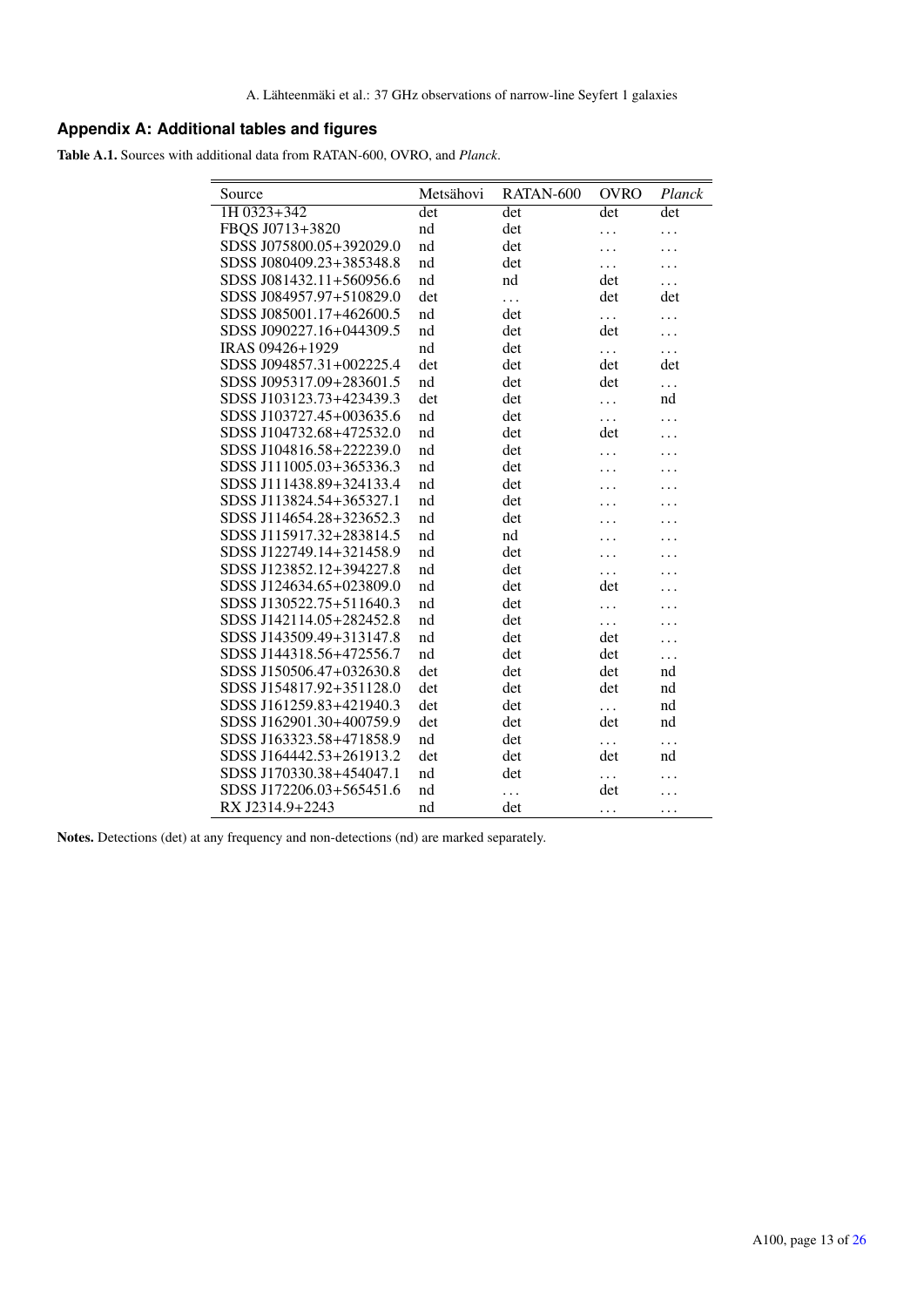## Appendix A: Additional tables and figures

**Table A.1.** Sources with additional data from RATAN-600, OVRO, and *Planck*.

| Source | Metsähovi | RATAN-600 | OVRO | *Planck* |
|---|---|---|---|---|
| 1H 0323+342 | det | det | det | det |
| FBQS J0713+3820 | nd | det | ... | ... |
| SDSS J075800.05+392029.0 | nd | det | ... | ... |
| SDSS J080409.23+385348.8 | nd | det | ... | ... |
| SDSS J081432.11+560956.6 | nd | nd | det | ... |
| SDSS J084957.97+510829.0 | det | ... | det | det |
| SDSS J085001.17+462600.5 | nd | det | ... | ... |
| SDSS J090227.16+044309.5 | nd | det | det | ... |
| IRAS 09426+1929 | nd | det | ... | ... |
| SDSS J094857.31+002225.4 | det | det | det | det |
| SDSS J095317.09+283601.5 | nd | det | det | ... |
| SDSS J103123.73+423439.3 | det | det | ... | nd |
| SDSS J103727.45+003635.6 | nd | det | ... | ... |
| SDSS J104732.68+472532.0 | nd | det | det | ... |
| SDSS J104816.58+222239.0 | nd | det | ... | ... |
| SDSS J111005.03+365336.3 | nd | det | ... | ... |
| SDSS J111438.89+324133.4 | nd | det | ... | ... |
| SDSS J113824.54+365327.1 | nd | det | ... | ... |
| SDSS J114654.28+323652.3 | nd | det | ... | ... |
| SDSS J115917.32+283814.5 | nd | nd | ... | ... |
| SDSS J122749.14+321458.9 | nd | det | ... | ... |
| SDSS J123852.12+394227.8 | nd | det | ... | ... |
| SDSS J124634.65+023809.0 | nd | det | det | ... |
| SDSS J130522.75+511640.3 | nd | det | ... | ... |
| SDSS J142114.05+282452.8 | nd | det | ... | ... |
| SDSS J143509.49+313147.8 | nd | det | det | ... |
| SDSS J144318.56+472556.7 | nd | det | det | ... |
| SDSS J150506.47+032630.8 | det | det | det | nd |
| SDSS J154817.92+351128.0 | det | det | det | nd |
| SDSS J161259.83+421940.3 | det | det | ... | nd |
| SDSS J162901.30+400759.9 | det | det | det | nd |
| SDSS J163323.58+471858.9 | nd | det | ... | ... |
| SDSS J164442.53+261913.2 | det | det | det | nd |
| SDSS J170330.38+454047.1 | nd | det | ... | ... |
| SDSS J172206.03+565451.6 | nd | ... | det | ... |
| RX J2314.9+2243 | nd | det | ... | ... |

**Notes.** Detections (det) at any frequency and non-detections (nd) are marked separately.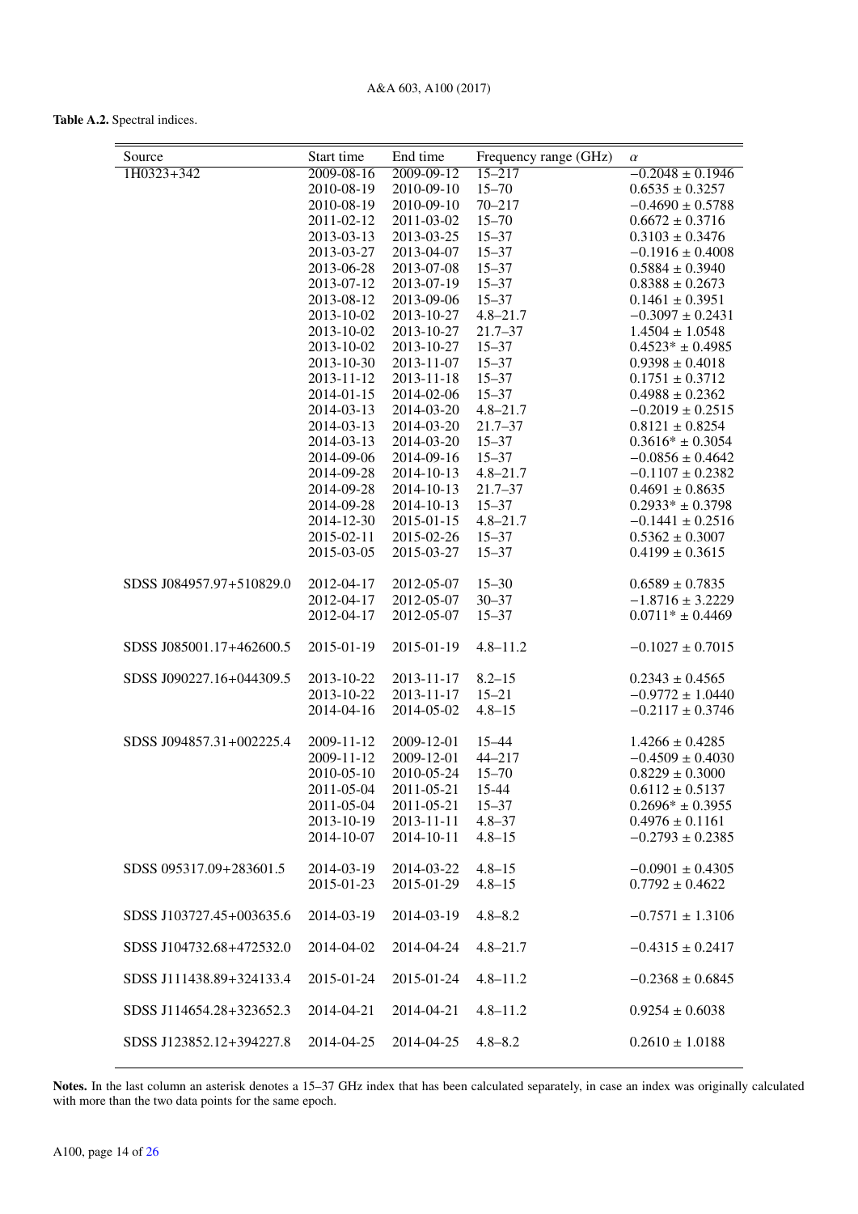**Table A.2.** Spectral indices.

| Source | Start time | End time | Frequency range (GHz) | $\alpha$ |
|---|---|---|---|---|
| 1H0323+342 | 2009-08-16 | 2009-09-12 | 15–217 | $-0.2048 \pm 0.1946$ |
| | 2010-08-19 | 2010-09-10 | 15–70 | $0.6535 \pm 0.3257$ |
| | 2010-08-19 | 2010-09-10 | 70–217 | $-0.4690 \pm 0.5788$ |
| | 2011-02-12 | 2011-03-02 | 15–70 | $0.6672 \pm 0.3716$ |
| | 2013-03-13 | 2013-03-25 | 15–37 | $0.3103 \pm 0.3476$ |
| | 2013-03-27 | 2013-04-07 | 15–37 | $-0.1916 \pm 0.4008$ |
| | 2013-06-28 | 2013-07-08 | 15–37 | $0.5884 \pm 0.3940$ |
| | 2013-07-12 | 2013-07-19 | 15–37 | $0.8388 \pm 0.2673$ |
| | 2013-08-12 | 2013-09-06 | 15–37 | $0.1461 \pm 0.3951$ |
| | 2013-10-02 | 2013-10-27 | 4.8–21.7 | $-0.3097 \pm 0.2431$ |
| | 2013-10-02 | 2013-10-27 | 21.7–37 | $1.4504 \pm 1.0548$ |
| | 2013-10-02 | 2013-10-27 | 15–37 | $0.4523^{*} \pm 0.4985$ |
| | 2013-10-30 | 2013-11-07 | 15–37 | $0.9398 \pm 0.4018$ |
| | 2013-11-12 | 2013-11-18 | 15–37 | $0.1751 \pm 0.3712$ |
| | 2014-01-15 | 2014-02-06 | 15–37 | $0.4988 \pm 0.2362$ |
| | 2014-03-13 | 2014-03-20 | 4.8–21.7 | $-0.2019 \pm 0.2515$ |
| | 2014-03-13 | 2014-03-20 | 21.7–37 | $0.8121 \pm 0.8254$ |
| | 2014-03-13 | 2014-03-20 | 15–37 | $0.3616^{*} \pm 0.3054$ |
| | 2014-09-06 | 2014-09-16 | 15–37 | $-0.0856 \pm 0.4642$ |
| | 2014-09-28 | 2014-10-13 | 4.8–21.7 | $-0.1107 \pm 0.2382$ |
| | 2014-09-28 | 2014-10-13 | 21.7–37 | $0.4691 \pm 0.8635$ |
| | 2014-09-28 | 2014-10-13 | 15–37 | $0.2933^{*} \pm 0.3798$ |
| | 2014-12-30 | 2015-01-15 | 4.8–21.7 | $-0.1441 \pm 0.2516$ |
| | 2015-02-11 | 2015-02-26 | 15–37 | $0.5362 \pm 0.3007$ |
| | 2015-03-05 | 2015-03-27 | 15–37 | $0.4199 \pm 0.3615$ |
| SDSS J084957.97+510829.0 | 2012-04-17 | 2012-05-07 | 15–30 | $0.6589 \pm 0.7835$ |
| | 2012-04-17 | 2012-05-07 | 30–37 | $-1.8716 \pm 3.2229$ |
| | 2012-04-17 | 2012-05-07 | 15–37 | $0.0711^{*} \pm 0.4469$ |
| SDSS J085001.17+462600.5 | 2015-01-19 | 2015-01-19 | 4.8–11.2 | $-0.1027 \pm 0.7015$ |
| SDSS J090227.16+044309.5 | 2013-10-22 | 2013-11-17 | 8.2–15 | $0.2343 \pm 0.4565$ |
| | 2013-10-22 | 2013-11-17 | 15–21 | $-0.9772 \pm 1.0440$ |
| | 2014-04-16 | 2014-05-02 | 4.8–15 | $-0.2117 \pm 0.3746$ |
| SDSS J094857.31+002225.4 | 2009-11-12 | 2009-12-01 | 15–44 | $1.4266 \pm 0.4285$ |
| | 2009-11-12 | 2009-12-01 | 44–217 | $-0.4509 \pm 0.4030$ |
| | 2010-05-10 | 2010-05-24 | 15–70 | $0.8229 \pm 0.3000$ |
| | 2011-05-04 | 2011-05-21 | 15-44 | $0.6112 \pm 0.5137$ |
| | 2011-05-04 | 2011-05-21 | 15–37 | $0.2696^{*} \pm 0.3955$ |
| | 2013-10-19 | 2013-11-11 | 4.8–37 | $0.4976 \pm 0.1161$ |
| | 2014-10-07 | 2014-10-11 | 4.8–15 | $-0.2793 \pm 0.2385$ |
| SDSS 095317.09+283601.5 | 2014-03-19 | 2014-03-22 | 4.8–15 | $-0.0901 \pm 0.4305$ |
| | 2015-01-23 | 2015-01-29 | 4.8–15 | $0.7792 \pm 0.4622$ |
| SDSS J103727.45+003635.6 | 2014-03-19 | 2014-03-19 | 4.8–8.2 | $-0.7571 \pm 1.3106$ |
| SDSS J104732.68+472532.0 | 2014-04-02 | 2014-04-24 | 4.8–21.7 | $-0.4315 \pm 0.2417$ |
| SDSS J111438.89+324133.4 | 2015-01-24 | 2015-01-24 | 4.8–11.2 | $-0.2368 \pm 0.6845$ |
| SDSS J114654.28+323652.3 | 2014-04-21 | 2014-04-21 | 4.8–11.2 | $0.9254 \pm 0.6038$ |
| SDSS J123852.12+394227.8 | 2014-04-25 | 2014-04-25 | 4.8–8.2 | $0.2610 \pm 1.0188$ |

**Notes.** In the last column an asterisk denotes a 15–37 GHz index that has been calculated separately, in case an index was originally calculated with more than the two data points for the same epoch.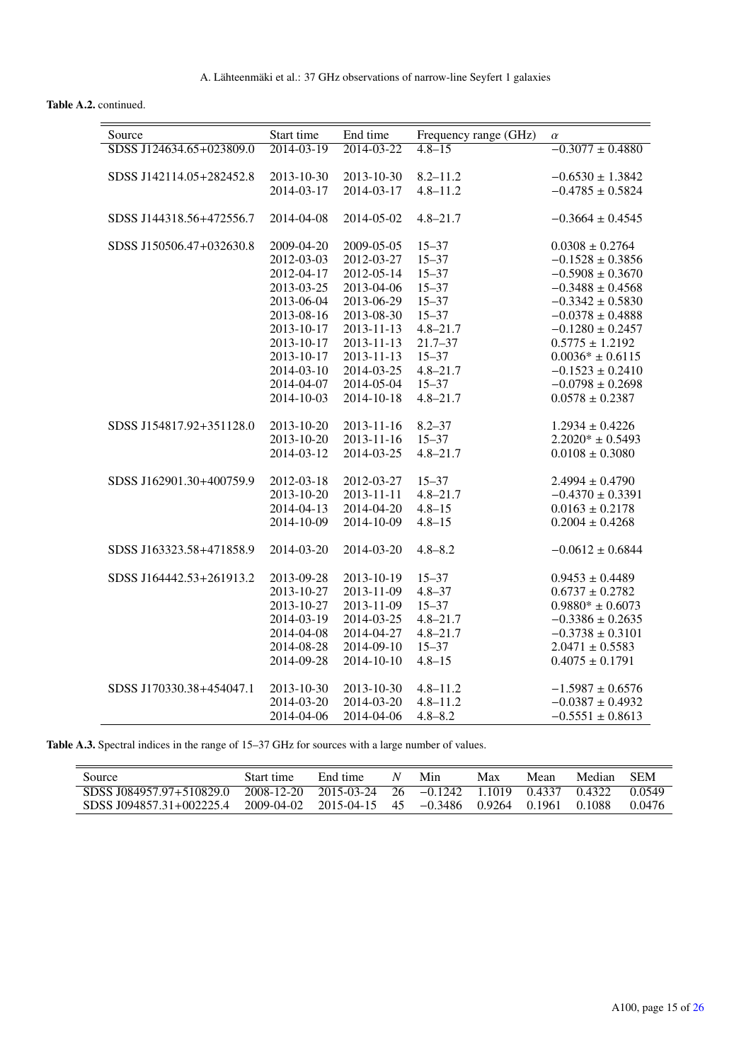**Table A.2.** continued.

| Source | Start time | End time | Frequency range (GHz) | $\alpha$ |
|---|---|---|---|---|
| SDSS J124634.65+023809.0 | 2014-03-19 | 2014-03-22 | 4.8–15 | −0.3077 ± 0.4880 |
| SDSS J142114.05+282452.8 | 2013-10-30 | 2013-10-30 | 8.2–11.2 | −0.6530 ± 1.3842 |
| | 2014-03-17 | 2014-03-17 | 4.8–11.2 | −0.4785 ± 0.5824 |
| SDSS J144318.56+472556.7 | 2014-04-08 | 2014-05-02 | 4.8–21.7 | −0.3664 ± 0.4545 |
| SDSS J150506.47+032630.8 | 2009-04-20 | 2009-05-05 | 15–37 | 0.0308 ± 0.2764 |
| | 2012-03-03 | 2012-03-27 | 15–37 | −0.1528 ± 0.3856 |
| | 2012-04-17 | 2012-05-14 | 15–37 | −0.5908 ± 0.3670 |
| | 2013-03-25 | 2013-04-06 | 15–37 | −0.3488 ± 0.4568 |
| | 2013-06-04 | 2013-06-29 | 15–37 | −0.3342 ± 0.5830 |
| | 2013-08-16 | 2013-08-30 | 15–37 | −0.0378 ± 0.4888 |
| | 2013-10-17 | 2013-11-13 | 4.8–21.7 | −0.1280 ± 0.2457 |
| | 2013-10-17 | 2013-11-13 | 21.7–37 | 0.5775 ± 1.2192 |
| | 2013-10-17 | 2013-11-13 | 15–37 | 0.0036* ± 0.6115 |
| | 2014-03-10 | 2014-03-25 | 4.8–21.7 | −0.1523 ± 0.2410 |
| | 2014-04-07 | 2014-05-04 | 15–37 | −0.0798 ± 0.2698 |
| | 2014-10-03 | 2014-10-18 | 4.8–21.7 | 0.0578 ± 0.2387 |
| SDSS J154817.92+351128.0 | 2013-10-20 | 2013-11-16 | 8.2–37 | 1.2934 ± 0.4226 |
| | 2013-10-20 | 2013-11-16 | 15–37 | 2.2020* ± 0.5493 |
| | 2014-03-12 | 2014-03-25 | 4.8–21.7 | 0.0108 ± 0.3080 |
| SDSS J162901.30+400759.9 | 2012-03-18 | 2012-03-27 | 15–37 | 2.4994 ± 0.4790 |
| | 2013-10-20 | 2013-11-11 | 4.8–21.7 | −0.4370 ± 0.3391 |
| | 2014-04-13 | 2014-04-20 | 4.8–15 | 0.0163 ± 0.2178 |
| | 2014-10-09 | 2014-10-09 | 4.8–15 | 0.2004 ± 0.4268 |
| SDSS J163323.58+471858.9 | 2014-03-20 | 2014-03-20 | 4.8–8.2 | −0.0612 ± 0.6844 |
| SDSS J164442.53+261913.2 | 2013-09-28 | 2013-10-19 | 15–37 | 0.9453 ± 0.4489 |
| | 2013-10-27 | 2013-11-09 | 4.8–37 | 0.6737 ± 0.2782 |
| | 2013-10-27 | 2013-11-09 | 15–37 | 0.9880* ± 0.6073 |
| | 2014-03-19 | 2014-03-25 | 4.8–21.7 | −0.3386 ± 0.2635 |
| | 2014-04-08 | 2014-04-27 | 4.8–21.7 | −0.3738 ± 0.3101 |
| | 2014-08-28 | 2014-09-10 | 15–37 | 2.0471 ± 0.5583 |
| | 2014-09-28 | 2014-10-10 | 4.8–15 | 0.4075 ± 0.1791 |
| SDSS J170330.38+454047.1 | 2013-10-30 | 2013-10-30 | 4.8–11.2 | −1.5987 ± 0.6576 |
| | 2014-03-20 | 2014-03-20 | 4.8–11.2 | −0.0387 ± 0.4932 |
| | 2014-04-06 | 2014-04-06 | 4.8–8.2 | −0.5551 ± 0.8613 |

**Table A.3.** Spectral indices in the range of 15–37 GHz for sources with a large number of values.

| Source | Start time | End time | $N$ | Min | Max | Mean | Median | SEM |
|---|---|---|---|---|---|---|---|---|
| SDSS J084957.97+510829.0 | 2008-12-20 | 2015-03-24 | 26 | −0.1242 | 1.1019 | 0.4337 | 0.4322 | 0.0549 |
| SDSS J094857.31+002225.4 | 2009-04-02 | 2015-04-15 | 45 | −0.3486 | 0.9264 | 0.1961 | 0.1088 | 0.0476 |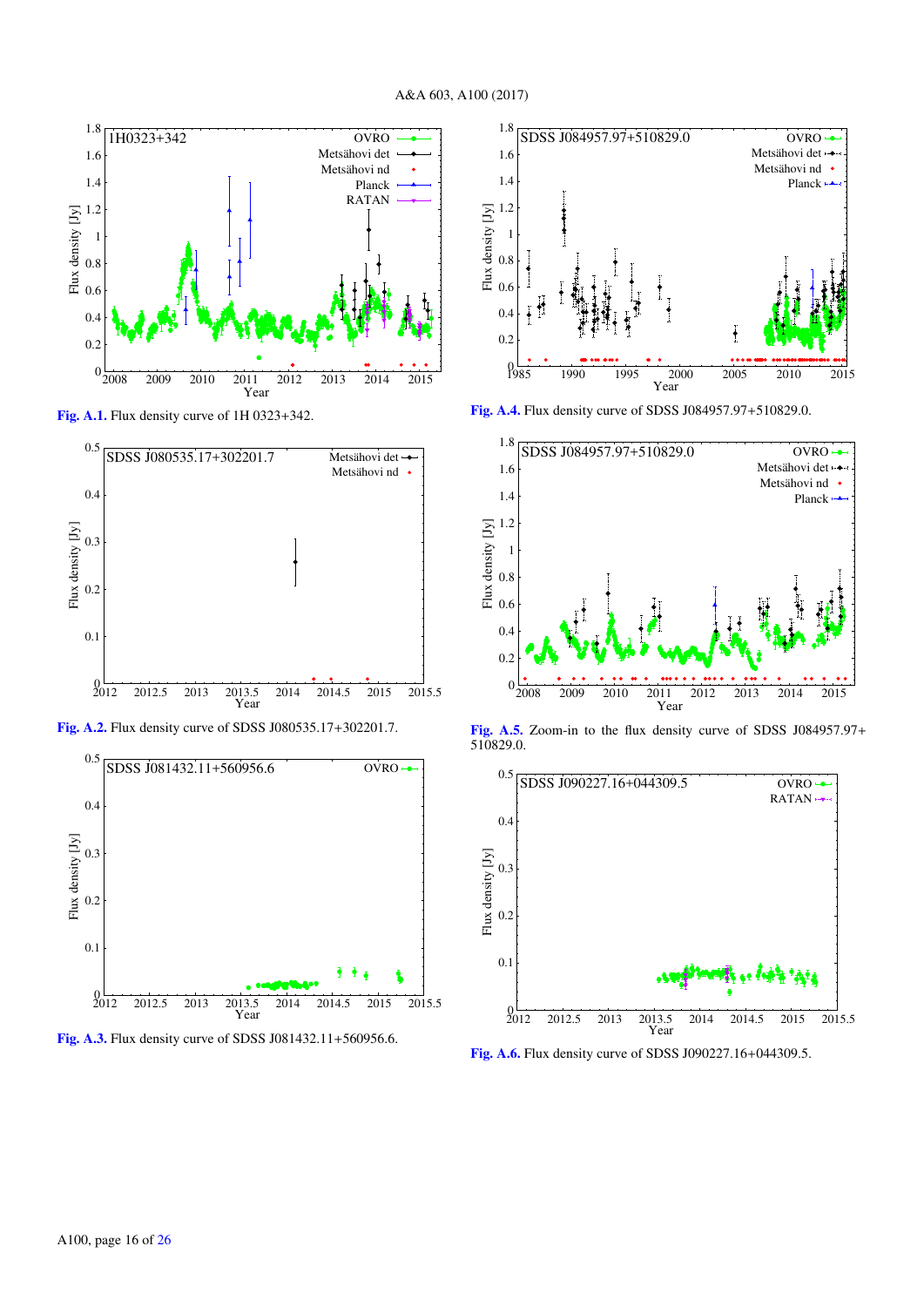Fig. A.1. Flux density curve of 1H 0323+342.

Fig. A.2. Flux density curve of SDSS J080535.17+302201.7.

Fig. A.3. Flux density curve of SDSS J081432.11+560956.6.

Fig. A.4. Flux density curve of SDSS J084957.97+510829.0.

Fig. A.5. Zoom-in to the flux density curve of SDSS J084957.97+510829.0.

Fig. A.6. Flux density curve of SDSS J090227.16+044309.5.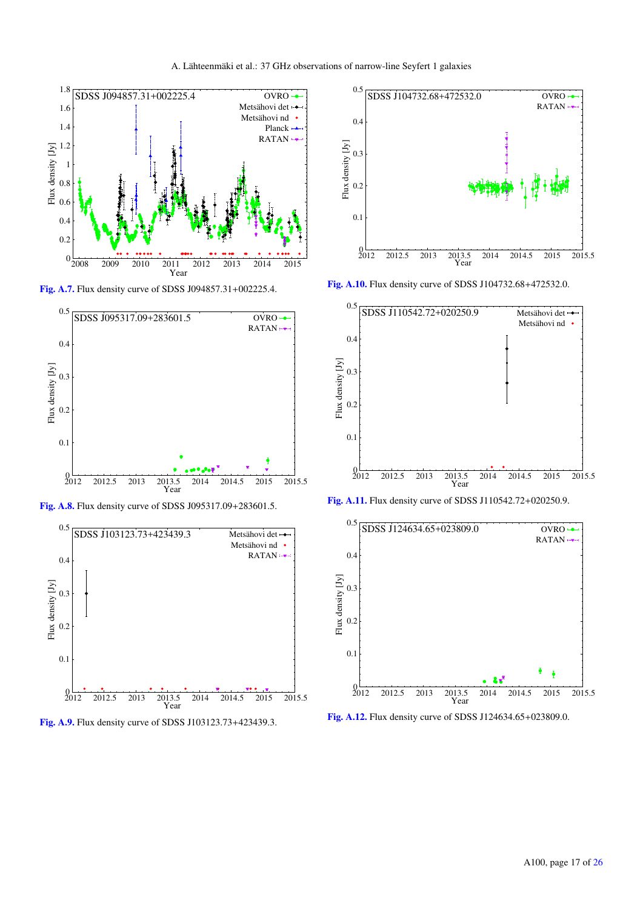Fig. A.7. Flux density curve of SDSS J094857.31+002225.4.

Fig. A.8. Flux density curve of SDSS J095317.09+283601.5.

Fig. A.9. Flux density curve of SDSS J103123.73+423439.3.

Fig. A.10. Flux density curve of SDSS J104732.68+472532.0.

Fig. A.11. Flux density curve of SDSS J110542.72+020250.9.

Fig. A.12. Flux density curve of SDSS J124634.65+023809.0.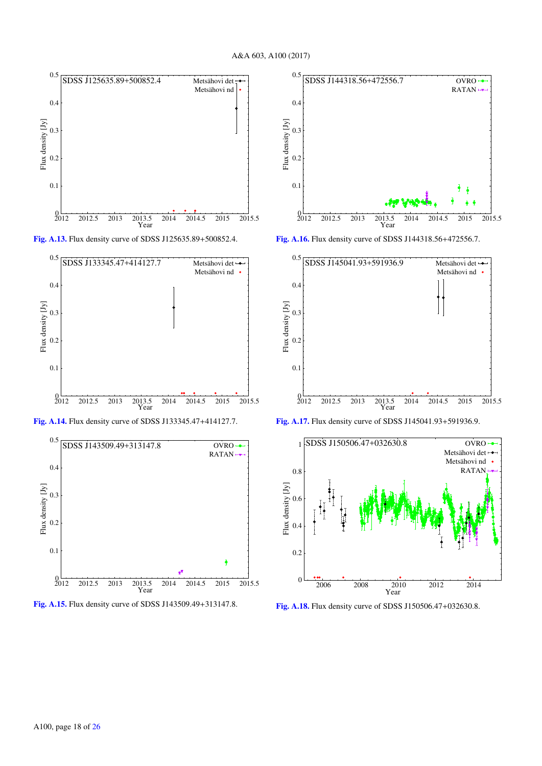Fig. A.13. Flux density curve of SDSS J125635.89+500852.4.

Fig. A.14. Flux density curve of SDSS J133345.47+414127.7.

Fig. A.15. Flux density curve of SDSS J143509.49+313147.8.

Fig. A.16. Flux density curve of SDSS J144318.56+472556.7.

Fig. A.17. Flux density curve of SDSS J145041.93+591936.9.

Fig. A.18. Flux density curve of SDSS J150506.47+032630.8.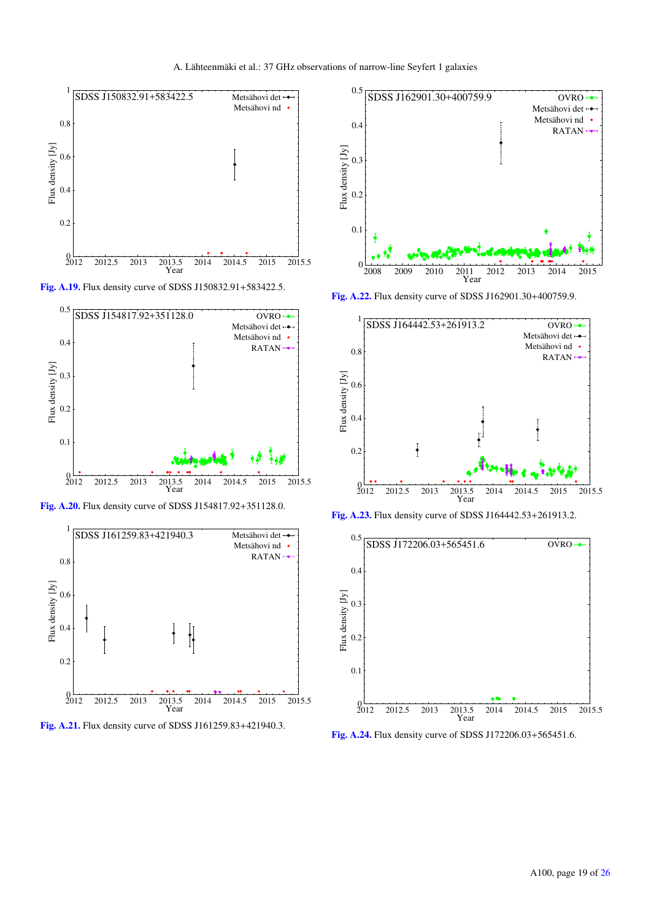Fig. A.19. Flux density curve of SDSS J150832.91+583422.5.

Fig. A.20. Flux density curve of SDSS J154817.92+351128.0.

Fig. A.21. Flux density curve of SDSS J161259.83+421940.3.

Fig. A.22. Flux density curve of SDSS J162901.30+400759.9.

Fig. A.23. Flux density curve of SDSS J164442.53+261913.2.

Fig. A.24. Flux density curve of SDSS J172206.03+565451.6.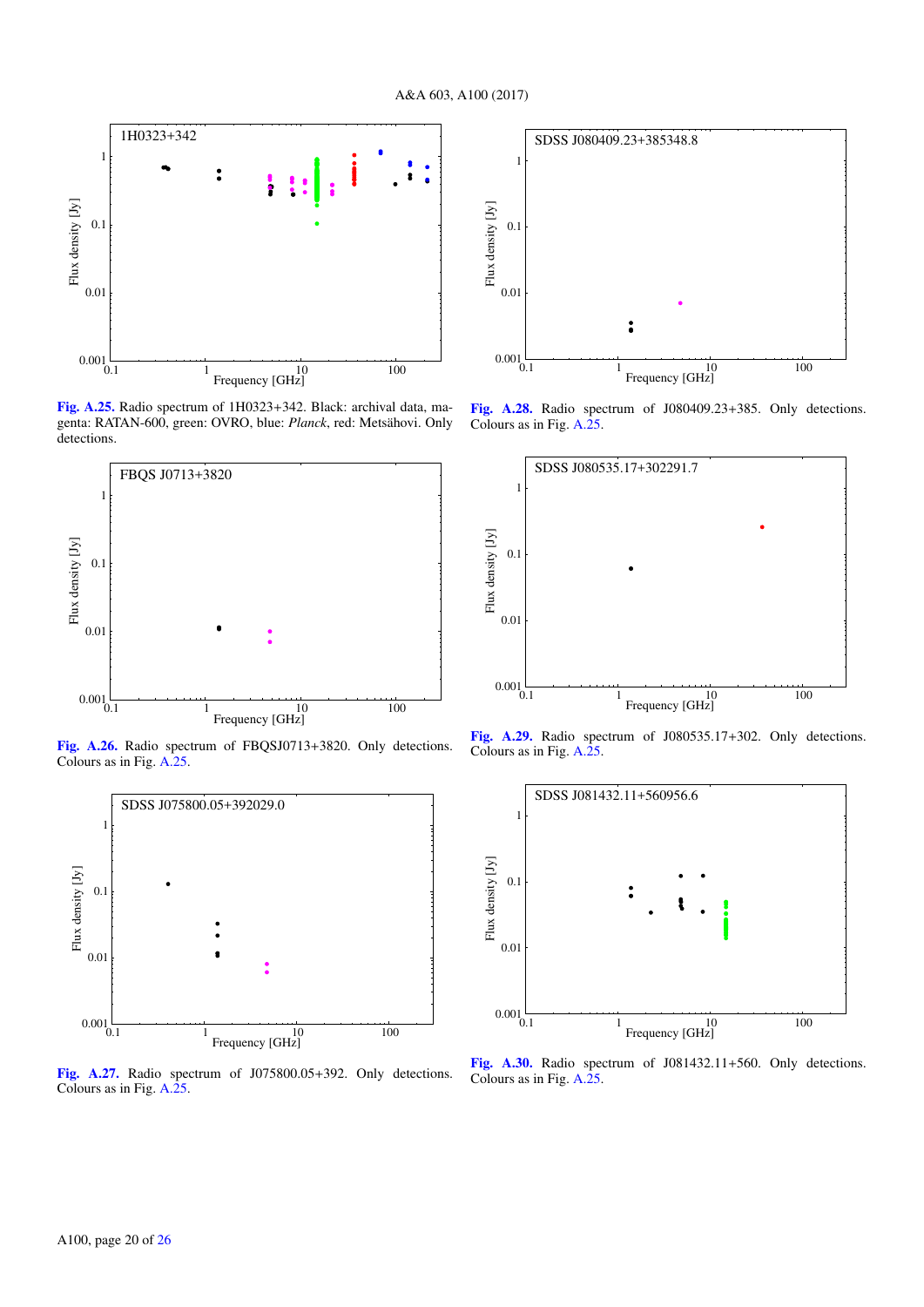**Fig. A.25.** Radio spectrum of 1H0323+342. Black: archival data, magenta: RATAN-600, green: OVRO, blue: *Planck*, red: Metsähovi. Only detections.

**Fig. A.26.** Radio spectrum of FBQSJ0713+3820. Only detections. Colours as in Fig. A.25.

**Fig. A.27.** Radio spectrum of J075800.05+392. Only detections. Colours as in Fig. A.25.

**Fig. A.28.** Radio spectrum of J080409.23+385. Only detections. Colours as in Fig. A.25.

**Fig. A.29.** Radio spectrum of J080535.17+302. Only detections. Colours as in Fig. A.25.

**Fig. A.30.** Radio spectrum of J081432.11+560. Only detections. Colours as in Fig. A.25.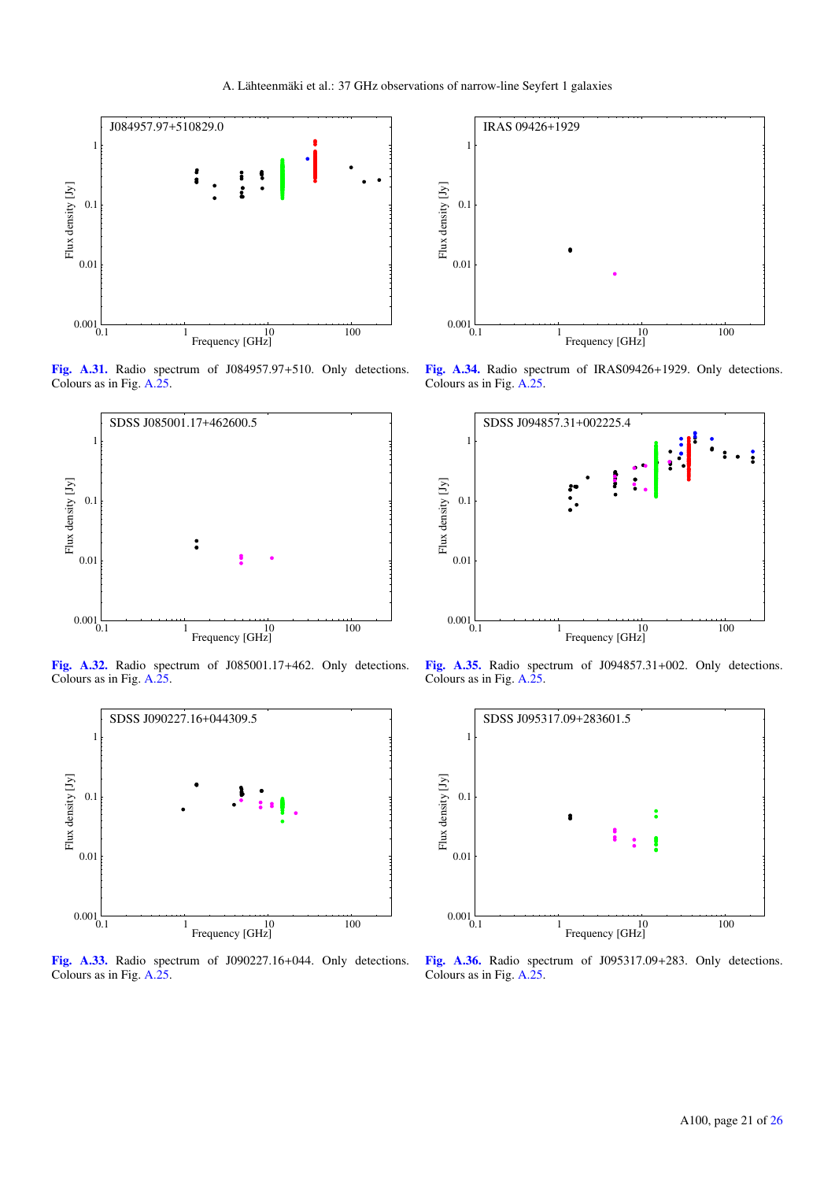**Fig. A.31.** Radio spectrum of J084957.97+510. Only detections. Colours as in Fig. A.25.

**Fig. A.32.** Radio spectrum of J085001.17+462. Only detections. Colours as in Fig. A.25.

**Fig. A.33.** Radio spectrum of J090227.16+044. Only detections. Colours as in Fig. A.25.

**Fig. A.34.** Radio spectrum of IRAS09426+1929. Only detections. Colours as in Fig. A.25.

**Fig. A.35.** Radio spectrum of J094857.31+002. Only detections. Colours as in Fig. A.25.

**Fig. A.36.** Radio spectrum of J095317.09+283. Only detections. Colours as in Fig. A.25.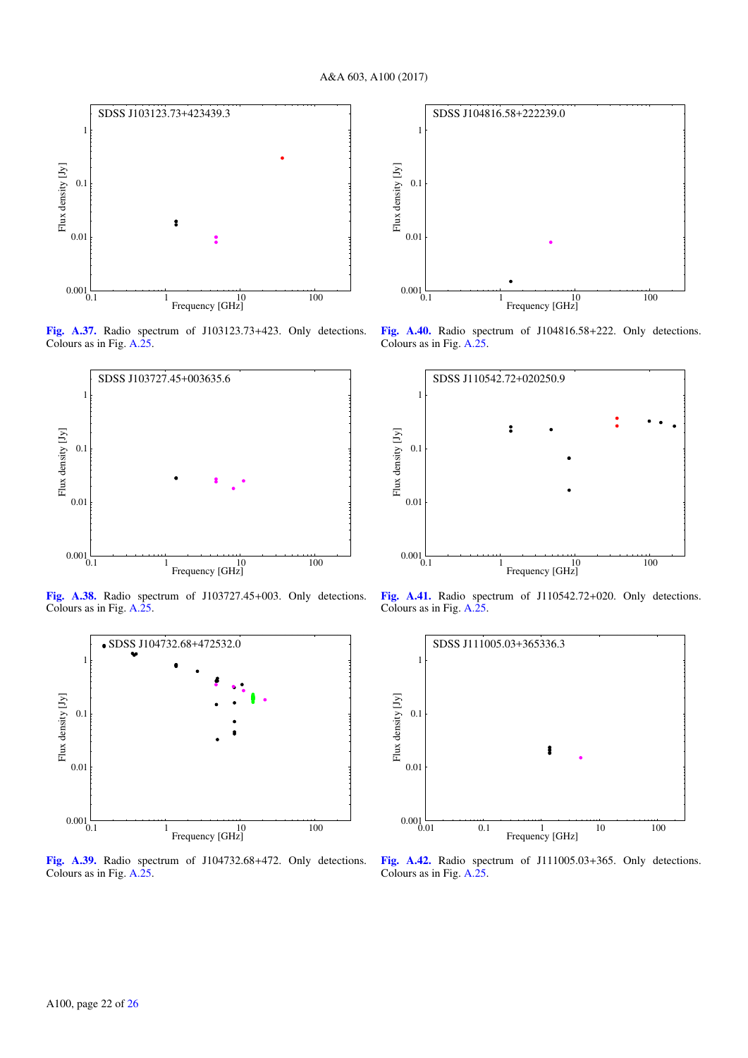**Fig. A.37.** Radio spectrum of J103123.73+423. Only detections. Colours as in Fig. A.25.

**Fig. A.38.** Radio spectrum of J103727.45+003. Only detections. Colours as in Fig. A.25.

**Fig. A.39.** Radio spectrum of J104732.68+472. Only detections. Colours as in Fig. A.25.

**Fig. A.40.** Radio spectrum of J104816.58+222. Only detections. Colours as in Fig. A.25.

**Fig. A.41.** Radio spectrum of J110542.72+020. Only detections. Colours as in Fig. A.25.

**Fig. A.42.** Radio spectrum of J111005.03+365. Only detections. Colours as in Fig. A.25.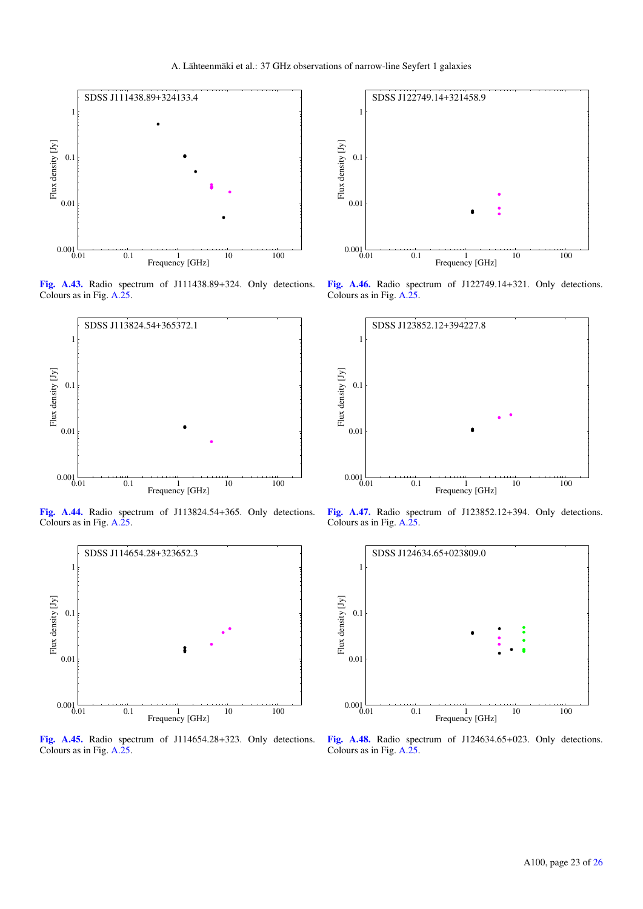Fig. A.43. Radio spectrum of J111438.89+324. Only detections. Colours as in Fig. A.25.

Fig. A.44. Radio spectrum of J113824.54+365. Only detections. Colours as in Fig. A.25.

Fig. A.45. Radio spectrum of J114654.28+323. Only detections. Colours as in Fig. A.25.

Fig. A.46. Radio spectrum of J122749.14+321. Only detections. Colours as in Fig. A.25.

Fig. A.47. Radio spectrum of J123852.12+394. Only detections. Colours as in Fig. A.25.

Fig. A.48. Radio spectrum of J124634.65+023. Only detections. Colours as in Fig. A.25.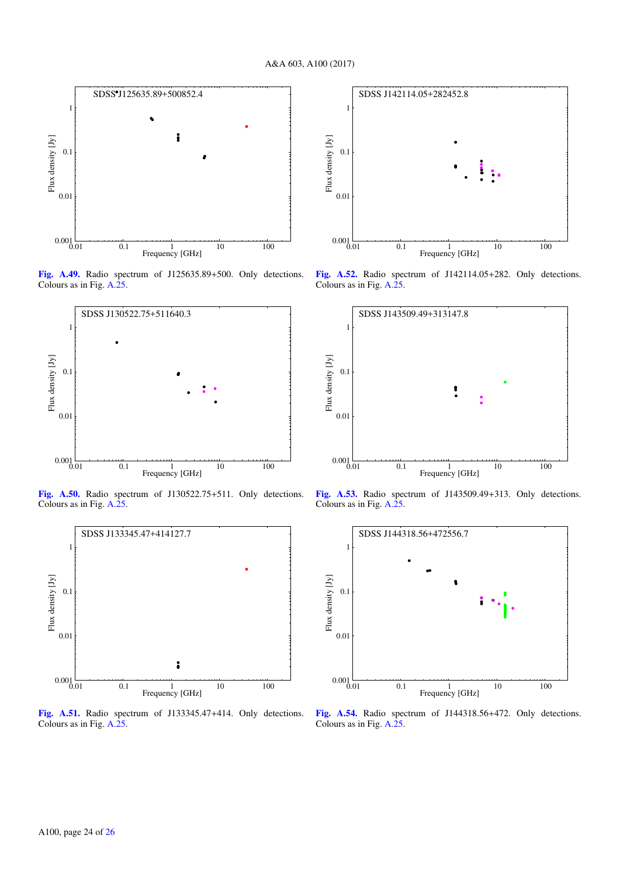**Fig. A.49.** Radio spectrum of J125635.89+500. Only detections. Colours as in Fig. A.25.

**Fig. A.50.** Radio spectrum of J130522.75+511. Only detections. Colours as in Fig. A.25.

**Fig. A.51.** Radio spectrum of J133345.47+414. Only detections. Colours as in Fig. A.25.

**Fig. A.52.** Radio spectrum of J142114.05+282. Only detections. Colours as in Fig. A.25.

**Fig. A.53.** Radio spectrum of J143509.49+313. Only detections. Colours as in Fig. A.25.

**Fig. A.54.** Radio spectrum of J144318.56+472. Only detections. Colours as in Fig. A.25.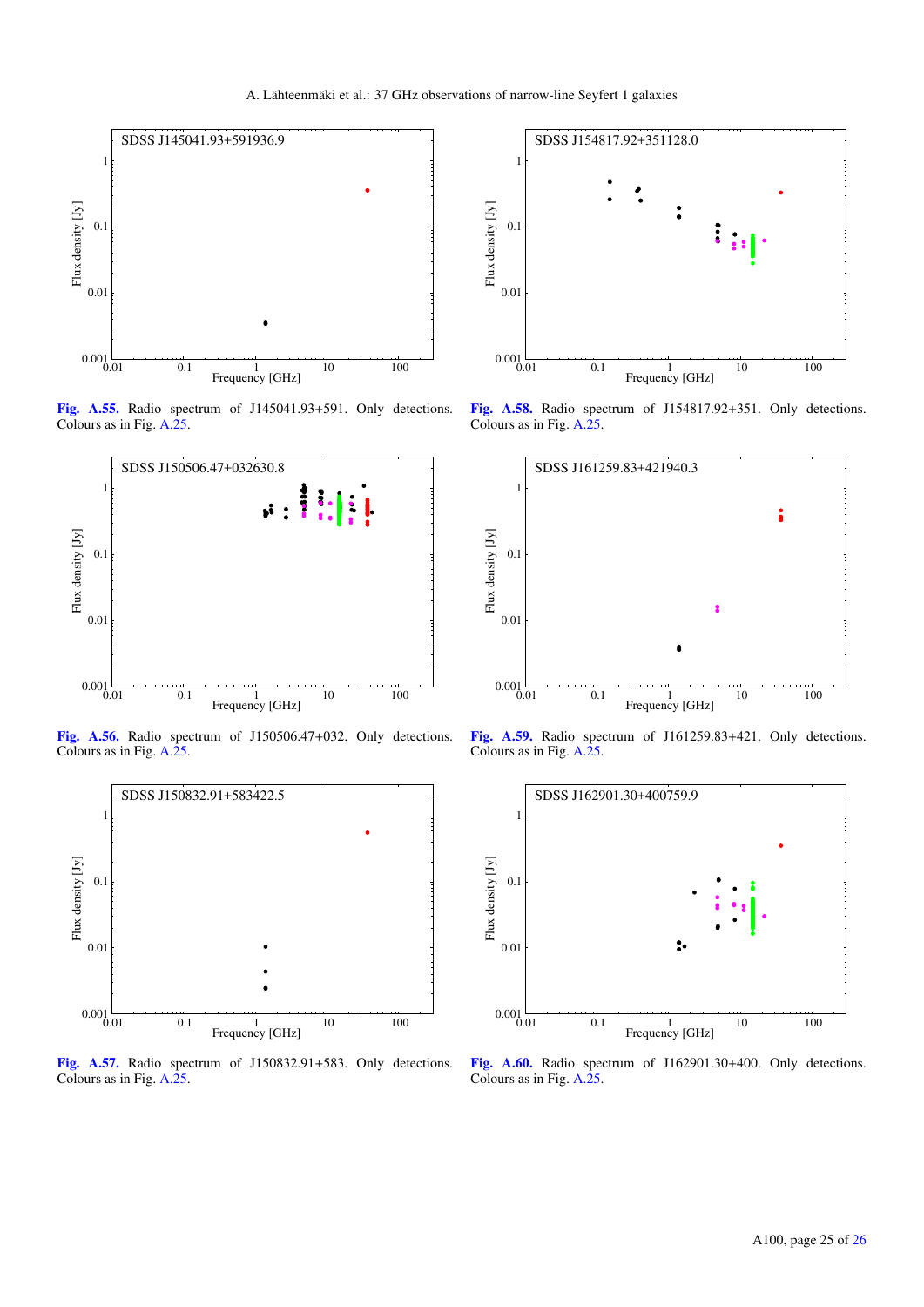**Fig. A.55.** Radio spectrum of J145041.93+591. Only detections. Colours as in Fig. A.25.

**Fig. A.56.** Radio spectrum of J150506.47+032. Only detections. Colours as in Fig. A.25.

**Fig. A.57.** Radio spectrum of J150832.91+583. Only detections. Colours as in Fig. A.25.

**Fig. A.58.** Radio spectrum of J154817.92+351. Only detections. Colours as in Fig. A.25.

**Fig. A.59.** Radio spectrum of J161259.83+421. Only detections. Colours as in Fig. A.25.

**Fig. A.60.** Radio spectrum of J162901.30+400. Only detections. Colours as in Fig. A.25.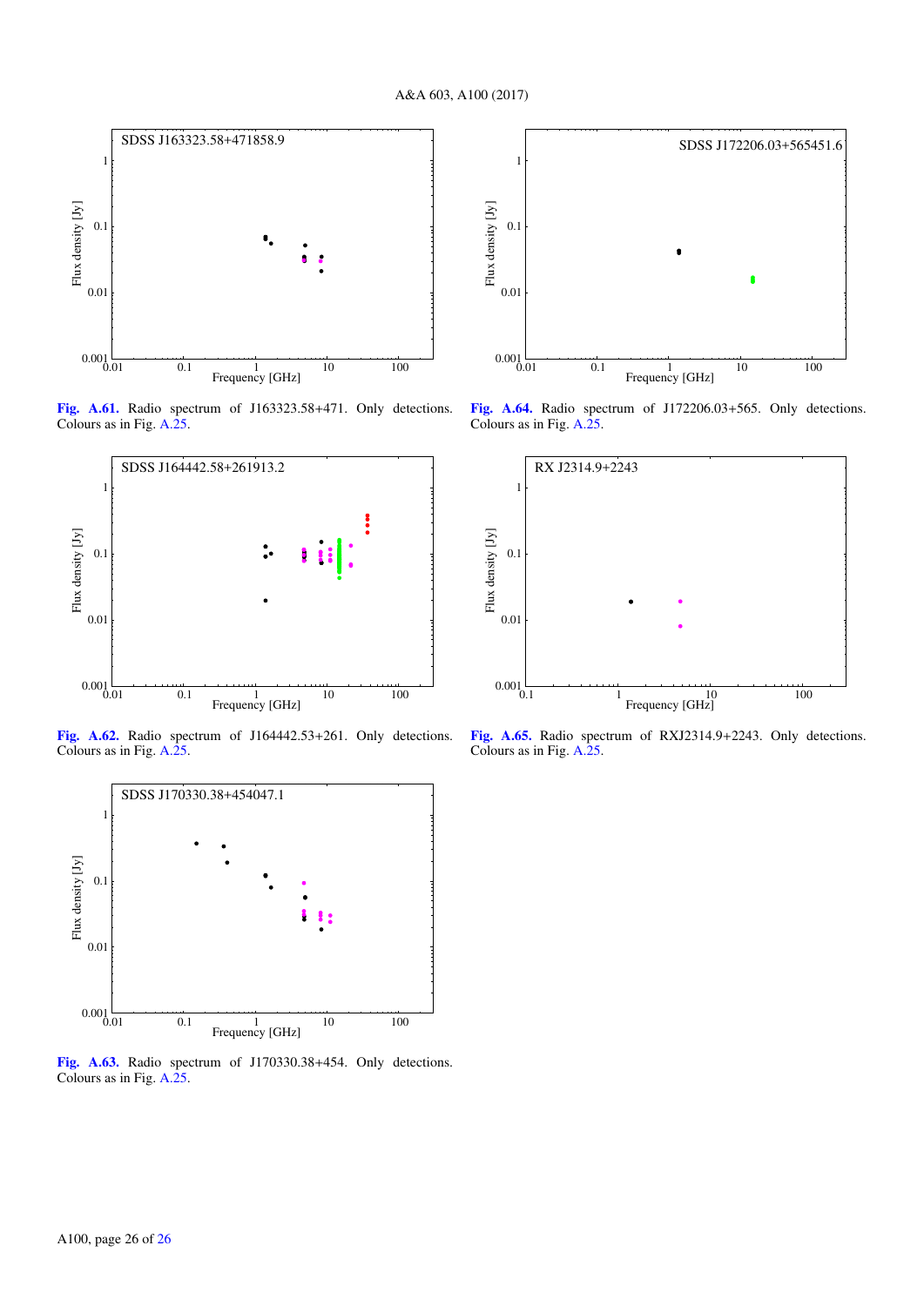SDSS J163323.58+471858.9

Flux density [Jy]

Frequency [GHz]

0.001 0.01 0.1 1

0.01 0.1 1 10 100

Fig. A.61. Radio spectrum of J163323.58+471. Only detections. Colours as in Fig. A.25.

SDSS J164442.58+261913.2

Flux density [Jy]

Frequency [GHz]

0.001 0.01 0.1 1

0.01 0.1 1 10 100

Fig. A.62. Radio spectrum of J164442.53+261. Only detections. Colours as in Fig. A.25.

SDSS J170330.38+454047.1

Flux density [Jy]

Frequency [GHz]

0.001 0.01 0.1 1

0.01 0.1 1 10 100

Fig. A.63. Radio spectrum of J170330.38+454. Only detections. Colours as in Fig. A.25.

SDSS J172206.03+565451.6

Flux density [Jy]

Frequency [GHz]

0.001 0.01 0.1 1

0.01 0.1 1 10 100

Fig. A.64. Radio spectrum of J172206.03+565. Only detections. Colours as in Fig. A.25.

RX J2314.9+2243

Flux density [Jy]

Frequency [GHz]

0.001 0.01 0.1 1

0.1 1 10 100

Fig. A.65. Radio spectrum of RXJ2314.9+2243. Only detections. Colours as in Fig. A.25.